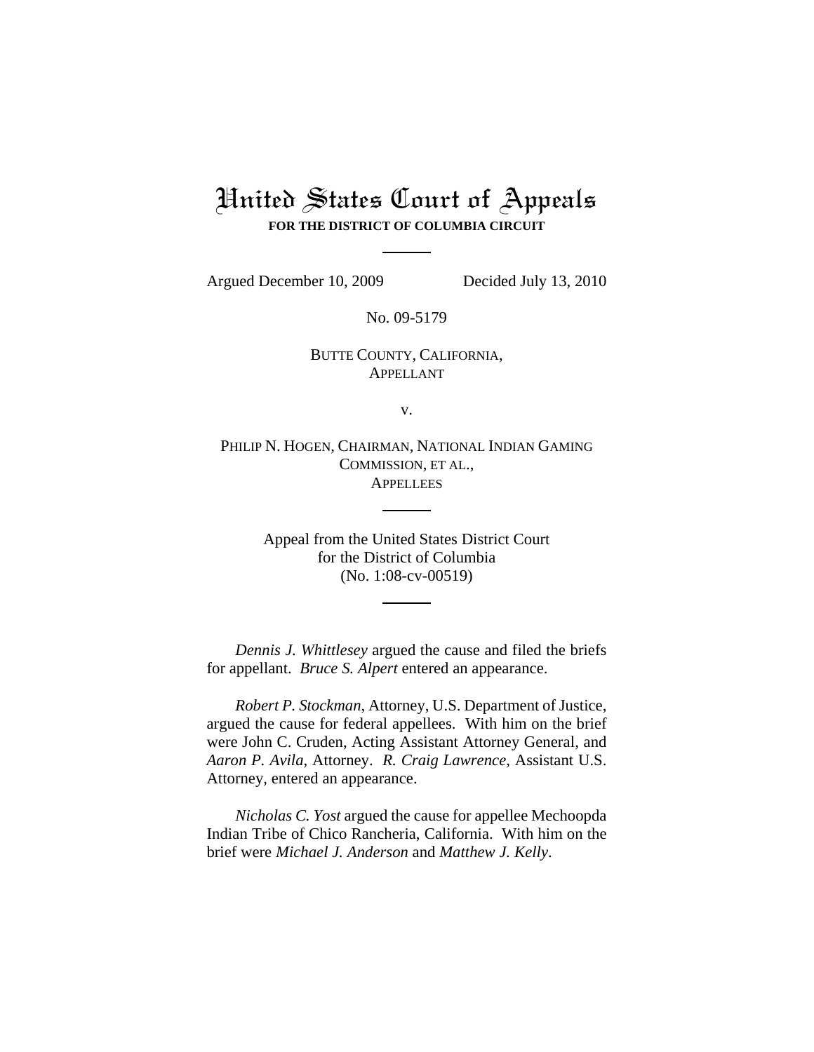# United States Court of Appeals

**FOR THE DISTRICT OF COLUMBIA CIRCUIT**

---

Argued December 10, 2009 Decided July 13, 2010

No. 09-5179

BUTTE COUNTY, CALIFORNIA,
APPELLANT

v.

PHILIP N. HOGEN, CHAIRMAN, NATIONAL INDIAN GAMING COMMISSION, ET AL.,
APPELLEES

---

Appeal from the United States District Court
for the District of Columbia
(No. 1:08-cv-00519)

---

*Dennis J. Whittlesey* argued the cause and filed the briefs for appellant. *Bruce S. Alpert* entered an appearance.

*Robert P. Stockman*, Attorney, U.S. Department of Justice, argued the cause for federal appellees. With him on the brief were John C. Cruden, Acting Assistant Attorney General, and *Aaron P. Avila*, Attorney. *R. Craig Lawrence*, Assistant U.S. Attorney, entered an appearance.

*Nicholas C. Yost* argued the cause for appellee Mechoopda Indian Tribe of Chico Rancheria, California. With him on the brief were *Michael J. Anderson* and *Matthew J. Kelly*.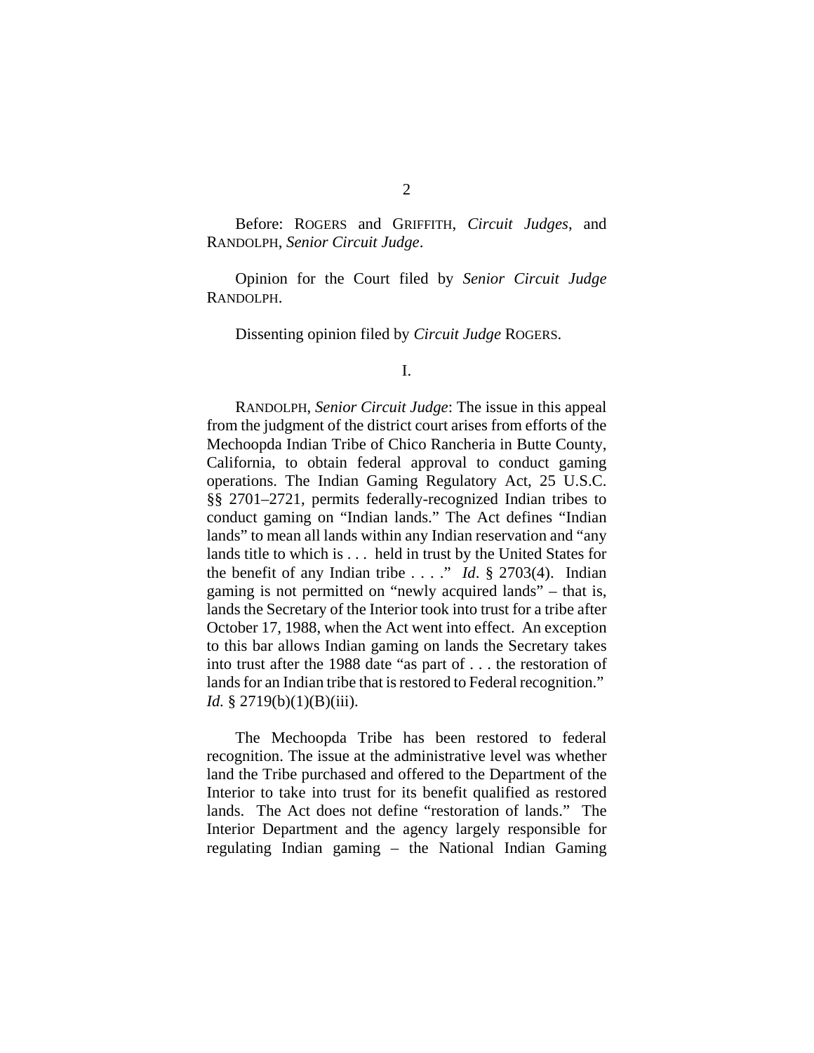Before: ROGERS and GRIFFITH, *Circuit Judges*, and RANDOLPH, *Senior Circuit Judge*.

Opinion for the Court filed by *Senior Circuit Judge* RANDOLPH.

Dissenting opinion filed by *Circuit Judge* ROGERS.

I.

RANDOLPH, *Senior Circuit Judge*: The issue in this appeal from the judgment of the district court arises from efforts of the Mechoopda Indian Tribe of Chico Rancheria in Butte County, California, to obtain federal approval to conduct gaming operations. The Indian Gaming Regulatory Act, 25 U.S.C. §§ 2701–2721, permits federally-recognized Indian tribes to conduct gaming on "Indian lands." The Act defines "Indian lands" to mean all lands within any Indian reservation and "any lands title to which is . . . held in trust by the United States for the benefit of any Indian tribe . . . ." *Id*. § 2703(4). Indian gaming is not permitted on "newly acquired lands" – that is, lands the Secretary of the Interior took into trust for a tribe after October 17, 1988, when the Act went into effect. An exception to this bar allows Indian gaming on lands the Secretary takes into trust after the 1988 date "as part of . . . the restoration of lands for an Indian tribe that is restored to Federal recognition." *Id.* § 2719(b)(1)(B)(iii).

The Mechoopda Tribe has been restored to federal recognition. The issue at the administrative level was whether land the Tribe purchased and offered to the Department of the Interior to take into trust for its benefit qualified as restored lands. The Act does not define "restoration of lands." The Interior Department and the agency largely responsible for regulating Indian gaming – the National Indian Gaming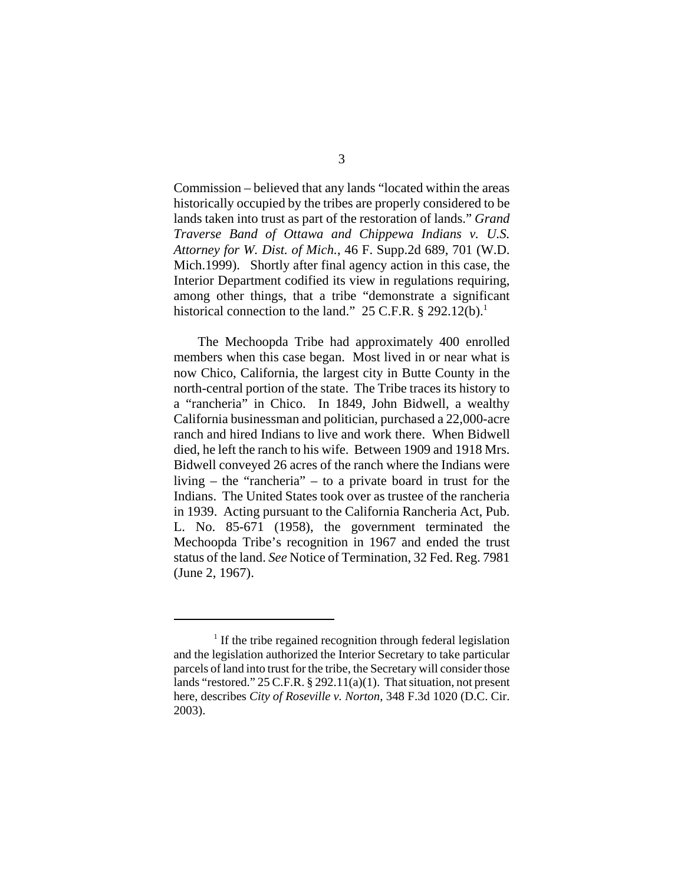Commission – believed that any lands "located within the areas historically occupied by the tribes are properly considered to be lands taken into trust as part of the restoration of lands." *Grand Traverse Band of Ottawa and Chippewa Indians v. U.S. Attorney for W. Dist. of Mich.*, 46 F. Supp.2d 689, 701 (W.D. Mich.1999). Shortly after final agency action in this case, the Interior Department codified its view in regulations requiring, among other things, that a tribe "demonstrate a significant historical connection to the land." 25 C.F.R. § 292.12(b).[1]

The Mechoopda Tribe had approximately 400 enrolled members when this case began. Most lived in or near what is now Chico, California, the largest city in Butte County in the north-central portion of the state. The Tribe traces its history to a "rancheria" in Chico. In 1849, John Bidwell, a wealthy California businessman and politician, purchased a 22,000-acre ranch and hired Indians to live and work there. When Bidwell died, he left the ranch to his wife. Between 1909 and 1918 Mrs. Bidwell conveyed 26 acres of the ranch where the Indians were living – the "rancheria" – to a private board in trust for the Indians. The United States took over as trustee of the rancheria in 1939. Acting pursuant to the California Rancheria Act, Pub. L. No. 85-671 (1958), the government terminated the Mechoopda Tribe's recognition in 1967 and ended the trust status of the land. *See* Notice of Termination, 32 Fed. Reg. 7981 (June 2, 1967).

---

[1] If the tribe regained recognition through federal legislation and the legislation authorized the Interior Secretary to take particular parcels of land into trust for the tribe, the Secretary will consider those lands "restored." 25 C.F.R. § 292.11(a)(1). That situation, not present here, describes *City of Roseville v. Norton*, 348 F.3d 1020 (D.C. Cir. 2003).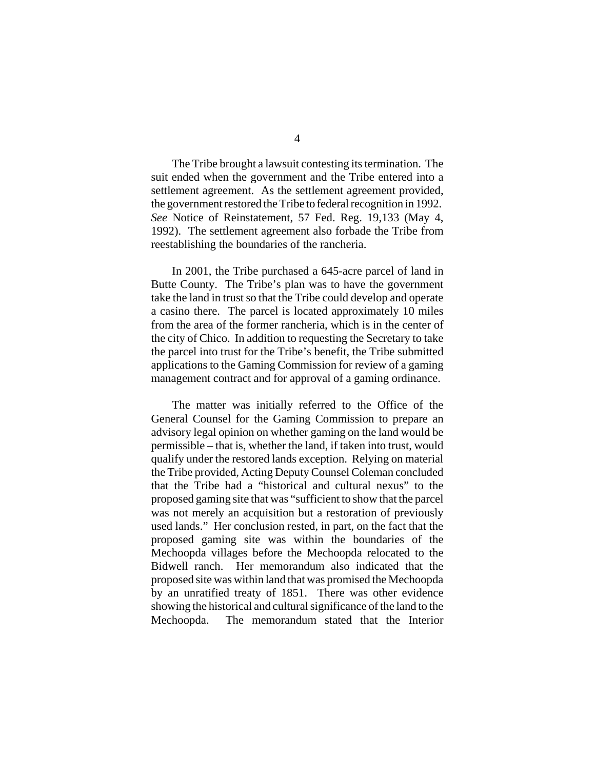The Tribe brought a lawsuit contesting its termination. The suit ended when the government and the Tribe entered into a settlement agreement. As the settlement agreement provided, the government restored the Tribe to federal recognition in 1992. *See* Notice of Reinstatement, 57 Fed. Reg. 19,133 (May 4, 1992). The settlement agreement also forbade the Tribe from reestablishing the boundaries of the rancheria.

In 2001, the Tribe purchased a 645-acre parcel of land in Butte County. The Tribe's plan was to have the government take the land in trust so that the Tribe could develop and operate a casino there. The parcel is located approximately 10 miles from the area of the former rancheria, which is in the center of the city of Chico. In addition to requesting the Secretary to take the parcel into trust for the Tribe's benefit, the Tribe submitted applications to the Gaming Commission for review of a gaming management contract and for approval of a gaming ordinance.

The matter was initially referred to the Office of the General Counsel for the Gaming Commission to prepare an advisory legal opinion on whether gaming on the land would be permissible – that is, whether the land, if taken into trust, would qualify under the restored lands exception. Relying on material the Tribe provided, Acting Deputy Counsel Coleman concluded that the Tribe had a "historical and cultural nexus" to the proposed gaming site that was "sufficient to show that the parcel was not merely an acquisition but a restoration of previously used lands." Her conclusion rested, in part, on the fact that the proposed gaming site was within the boundaries of the Mechoopda villages before the Mechoopda relocated to the Bidwell ranch. Her memorandum also indicated that the proposed site was within land that was promised the Mechoopda by an unratified treaty of 1851. There was other evidence showing the historical and cultural significance of the land to the Mechoopda. The memorandum stated that the Interior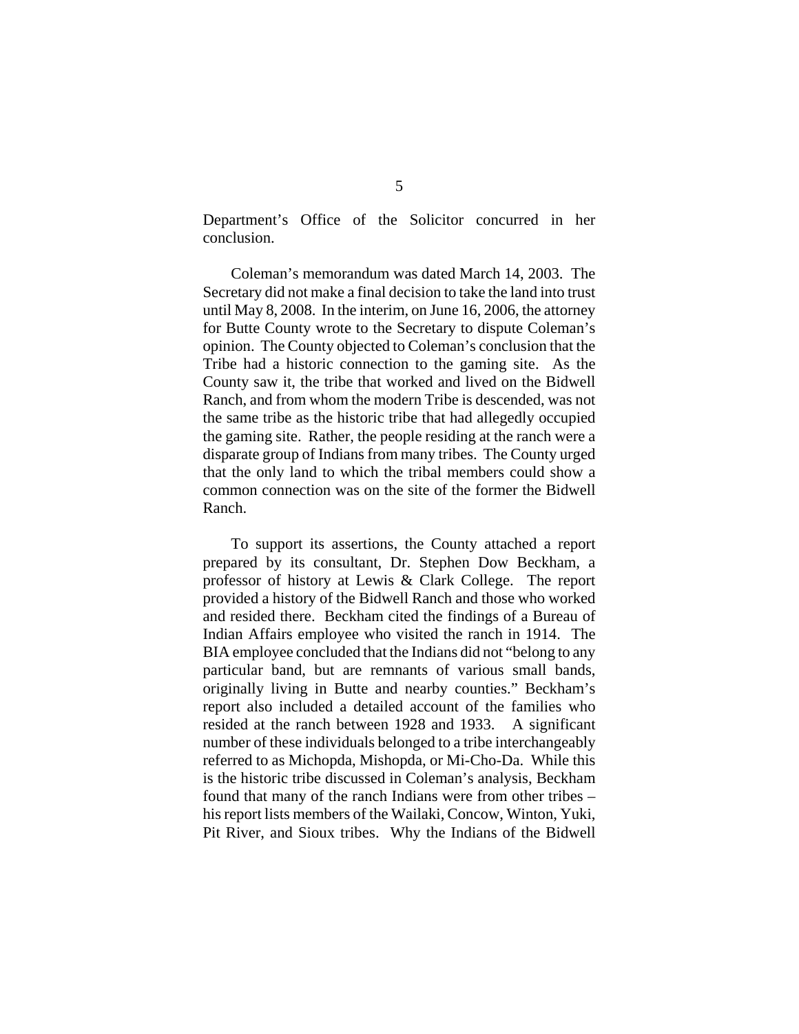Department's Office of the Solicitor concurred in her conclusion.

Coleman's memorandum was dated March 14, 2003. The Secretary did not make a final decision to take the land into trust until May 8, 2008. In the interim, on June 16, 2006, the attorney for Butte County wrote to the Secretary to dispute Coleman's opinion. The County objected to Coleman's conclusion that the Tribe had a historic connection to the gaming site. As the County saw it, the tribe that worked and lived on the Bidwell Ranch, and from whom the modern Tribe is descended, was not the same tribe as the historic tribe that had allegedly occupied the gaming site. Rather, the people residing at the ranch were a disparate group of Indians from many tribes. The County urged that the only land to which the tribal members could show a common connection was on the site of the former the Bidwell Ranch.

To support its assertions, the County attached a report prepared by its consultant, Dr. Stephen Dow Beckham, a professor of history at Lewis & Clark College. The report provided a history of the Bidwell Ranch and those who worked and resided there. Beckham cited the findings of a Bureau of Indian Affairs employee who visited the ranch in 1914. The BIA employee concluded that the Indians did not "belong to any particular band, but are remnants of various small bands, originally living in Butte and nearby counties." Beckham's report also included a detailed account of the families who resided at the ranch between 1928 and 1933. A significant number of these individuals belonged to a tribe interchangeably referred to as Michopda, Mishopda, or Mi-Cho-Da. While this is the historic tribe discussed in Coleman's analysis, Beckham found that many of the ranch Indians were from other tribes – his report lists members of the Wailaki, Concow, Winton, Yuki, Pit River, and Sioux tribes. Why the Indians of the Bidwell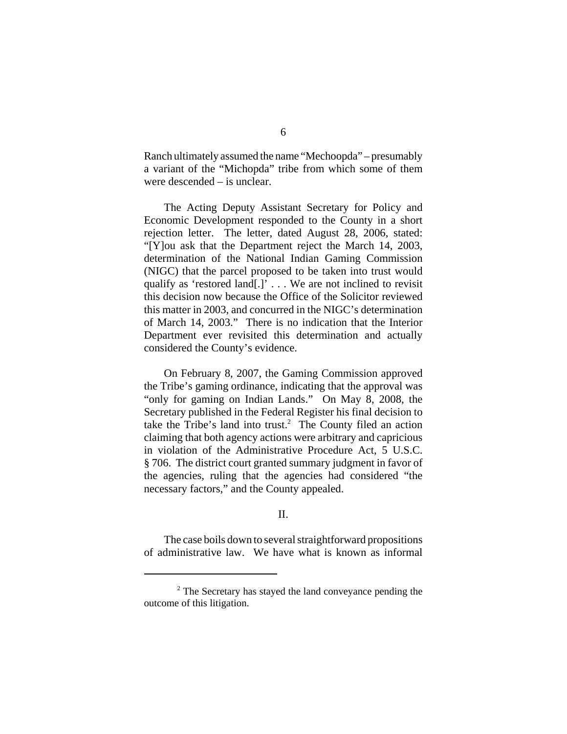Ranch ultimately assumed the name "Mechoopda" – presumably a variant of the "Michopda" tribe from which some of them were descended – is unclear.

The Acting Deputy Assistant Secretary for Policy and Economic Development responded to the County in a short rejection letter. The letter, dated August 28, 2006, stated: "[Y]ou ask that the Department reject the March 14, 2003, determination of the National Indian Gaming Commission (NIGC) that the parcel proposed to be taken into trust would qualify as 'restored land[.]' . . . We are not inclined to revisit this decision now because the Office of the Solicitor reviewed this matter in 2003, and concurred in the NIGC's determination of March 14, 2003." There is no indication that the Interior Department ever revisited this determination and actually considered the County's evidence.

On February 8, 2007, the Gaming Commission approved the Tribe's gaming ordinance, indicating that the approval was "only for gaming on Indian Lands." On May 8, 2008, the Secretary published in the Federal Register his final decision to take the Tribe's land into trust.[2] The County filed an action claiming that both agency actions were arbitrary and capricious in violation of the Administrative Procedure Act, 5 U.S.C. § 706. The district court granted summary judgment in favor of the agencies, ruling that the agencies had considered "the necessary factors," and the County appealed.

## II.

The case boils down to several straightforward propositions of administrative law. We have what is known as informal

[2] The Secretary has stayed the land conveyance pending the outcome of this litigation.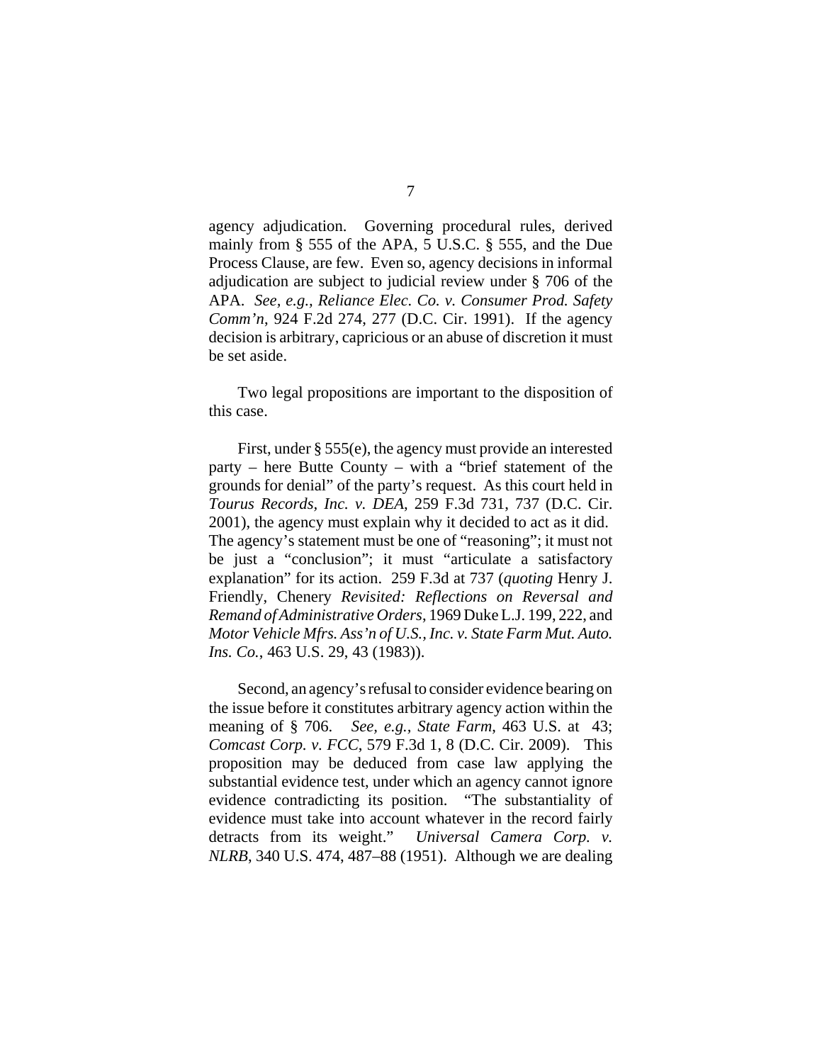agency adjudication. Governing procedural rules, derived mainly from § 555 of the APA, 5 U.S.C. § 555, and the Due Process Clause, are few. Even so, agency decisions in informal adjudication are subject to judicial review under § 706 of the APA. *See, e.g.*, *Reliance Elec. Co. v. Consumer Prod. Safety Comm'n*, 924 F.2d 274, 277 (D.C. Cir. 1991). If the agency decision is arbitrary, capricious or an abuse of discretion it must be set aside.

Two legal propositions are important to the disposition of this case.

First, under § 555(e), the agency must provide an interested party – here Butte County – with a "brief statement of the grounds for denial" of the party's request. As this court held in *Tourus Records, Inc. v. DEA*, 259 F.3d 731, 737 (D.C. Cir. 2001), the agency must explain why it decided to act as it did. The agency's statement must be one of "reasoning"; it must not be just a "conclusion"; it must "articulate a satisfactory explanation" for its action. 259 F.3d at 737 (*quoting* Henry J. Friendly, Chenery *Revisited: Reflections on Reversal and Remand of Administrative Orders*, 1969 Duke L.J. 199, 222, and *Motor Vehicle Mfrs. Ass'n of U.S., Inc. v. State Farm Mut. Auto. Ins. Co.*, 463 U.S. 29, 43 (1983)).

Second, an agency's refusal to consider evidence bearing on the issue before it constitutes arbitrary agency action within the meaning of § 706. *See, e.g.*, *State Farm*, 463 U.S. at 43; *Comcast Corp. v. FCC*, 579 F.3d 1, 8 (D.C. Cir. 2009). This proposition may be deduced from case law applying the substantial evidence test, under which an agency cannot ignore evidence contradicting its position. "The substantiality of evidence must take into account whatever in the record fairly detracts from its weight." *Universal Camera Corp. v. NLRB*, 340 U.S. 474, 487–88 (1951). Although we are dealing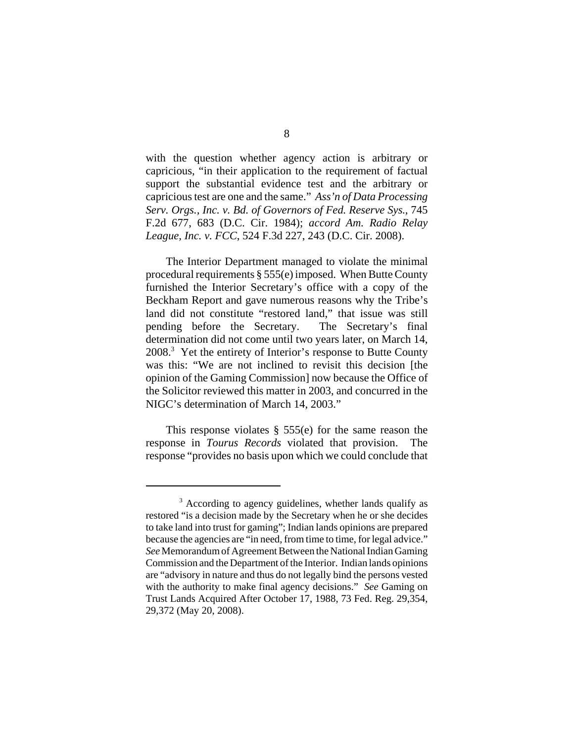with the question whether agency action is arbitrary or capricious, "in their application to the requirement of factual support the substantial evidence test and the arbitrary or capricious test are one and the same." *Ass'n of Data Processing Serv. Orgs., Inc. v. Bd. of Governors of Fed. Reserve Sys.*, 745 F.2d 677, 683 (D.C. Cir. 1984); *accord Am. Radio Relay League, Inc. v. FCC*, 524 F.3d 227, 243 (D.C. Cir. 2008).

The Interior Department managed to violate the minimal procedural requirements § 555(e) imposed. When Butte County furnished the Interior Secretary's office with a copy of the Beckham Report and gave numerous reasons why the Tribe's land did not constitute "restored land," that issue was still pending before the Secretary. The Secretary's final determination did not come until two years later, on March 14, 2008.[3] Yet the entirety of Interior's response to Butte County was this: "We are not inclined to revisit this decision [the opinion of the Gaming Commission] now because the Office of the Solicitor reviewed this matter in 2003, and concurred in the NIGC's determination of March 14, 2003."

This response violates § 555(e) for the same reason the response in *Tourus Records* violated that provision. The response "provides no basis upon which we could conclude that

---

[3] According to agency guidelines, whether lands qualify as restored "is a decision made by the Secretary when he or she decides to take land into trust for gaming"; Indian lands opinions are prepared because the agencies are "in need, from time to time, for legal advice." *See* Memorandum of Agreement Between the National Indian Gaming Commission and the Department of the Interior. Indian lands opinions are "advisory in nature and thus do not legally bind the persons vested with the authority to make final agency decisions." *See* Gaming on Trust Lands Acquired After October 17, 1988, 73 Fed. Reg. 29,354, 29,372 (May 20, 2008).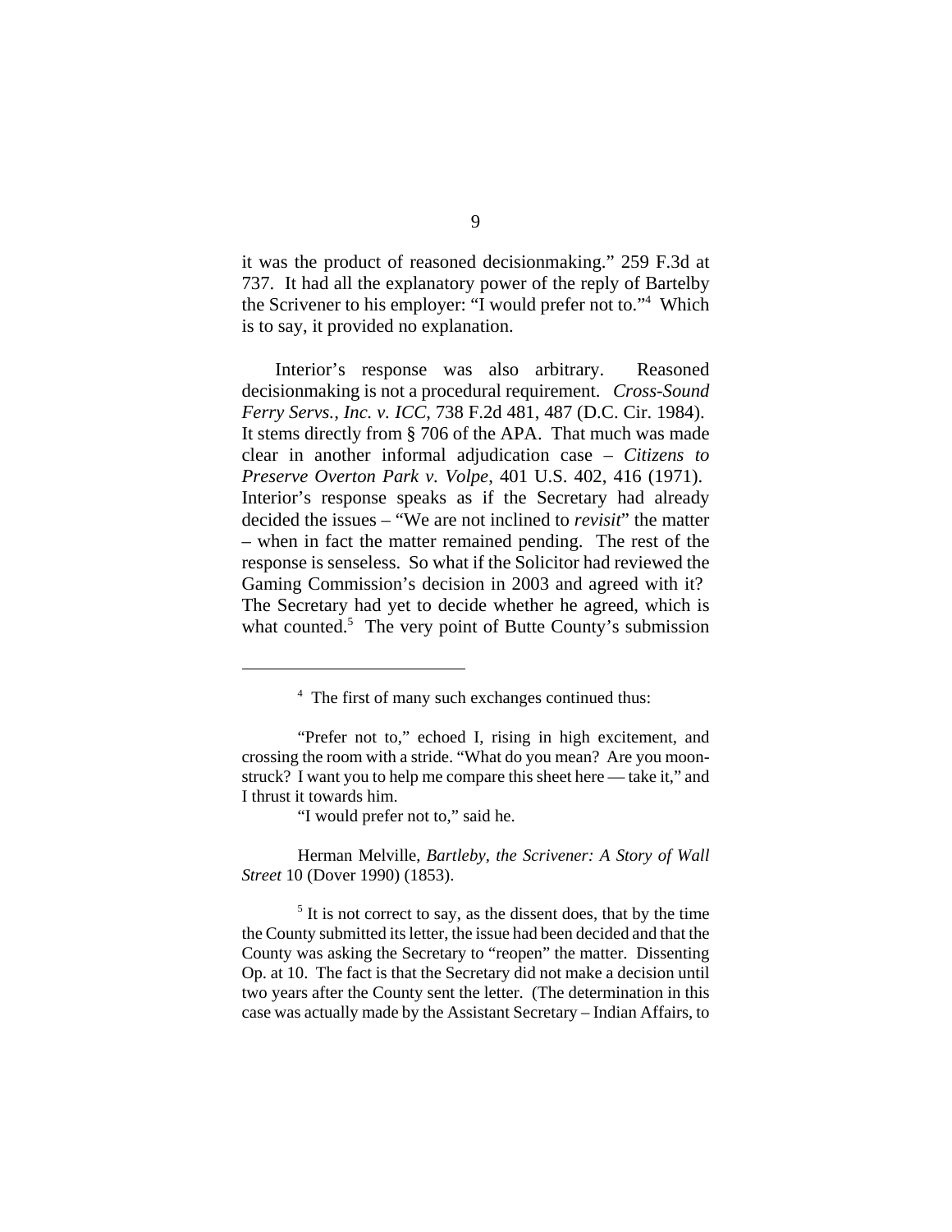it was the product of reasoned decisionmaking." 259 F.3d at 737. It had all the explanatory power of the reply of Bartelby the Scrivener to his employer: "I would prefer not to."[4] Which is to say, it provided no explanation.

Interior's response was also arbitrary. Reasoned decisionmaking is not a procedural requirement. *Cross-Sound Ferry Servs., Inc. v. ICC*, 738 F.2d 481, 487 (D.C. Cir. 1984). It stems directly from § 706 of the APA. That much was made clear in another informal adjudication case – *Citizens to Preserve Overton Park v. Volpe*, 401 U.S. 402, 416 (1971). Interior's response speaks as if the Secretary had already decided the issues – "We are not inclined to *revisit*" the matter – when in fact the matter remained pending. The rest of the response is senseless. So what if the Solicitor had reviewed the Gaming Commission's decision in 2003 and agreed with it? The Secretary had yet to decide whether he agreed, which is what counted.[5] The very point of Butte County's submission

---

[4] The first of many such exchanges continued thus:

"Prefer not to," echoed I, rising in high excitement, and crossing the room with a stride. "What do you mean? Are you moon-struck? I want you to help me compare this sheet here — take it," and I thrust it towards him.

"I would prefer not to," said he.

Herman Melville, *Bartleby, the Scrivener: A Story of Wall Street* 10 (Dover 1990) (1853).

[5] It is not correct to say, as the dissent does, that by the time the County submitted its letter, the issue had been decided and that the County was asking the Secretary to "reopen" the matter. Dissenting Op. at 10. The fact is that the Secretary did not make a decision until two years after the County sent the letter. (The determination in this case was actually made by the Assistant Secretary – Indian Affairs, to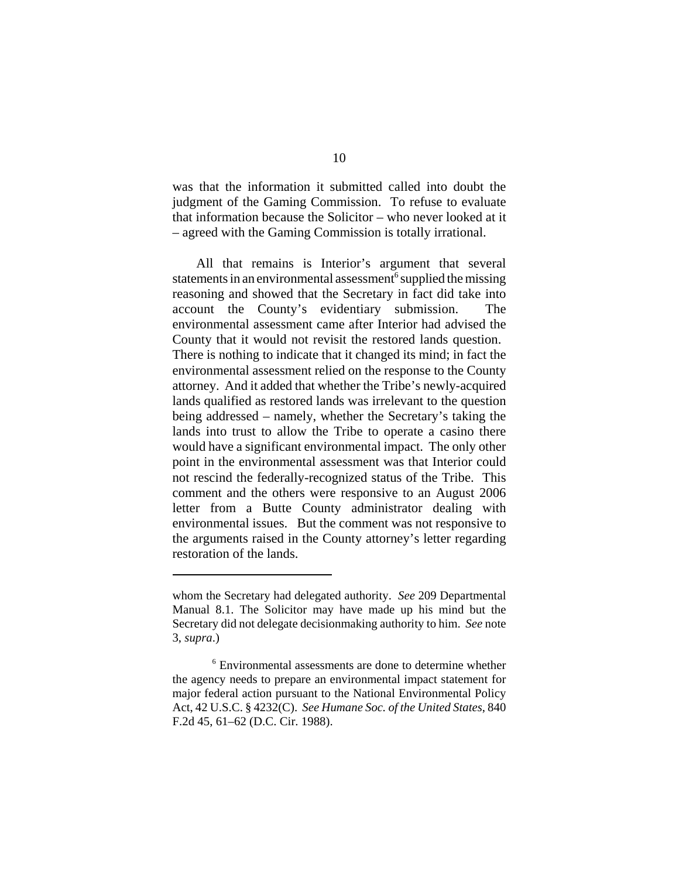was that the information it submitted called into doubt the judgment of the Gaming Commission. To refuse to evaluate that information because the Solicitor – who never looked at it – agreed with the Gaming Commission is totally irrational.

All that remains is Interior's argument that several statements in an environmental assessment[6] supplied the missing reasoning and showed that the Secretary in fact did take into account the County's evidentiary submission. The environmental assessment came after Interior had advised the County that it would not revisit the restored lands question. There is nothing to indicate that it changed its mind; in fact the environmental assessment relied on the response to the County attorney. And it added that whether the Tribe's newly-acquired lands qualified as restored lands was irrelevant to the question being addressed – namely, whether the Secretary's taking the lands into trust to allow the Tribe to operate a casino there would have a significant environmental impact. The only other point in the environmental assessment was that Interior could not rescind the federally-recognized status of the Tribe. This comment and the others were responsive to an August 2006 letter from a Butte County administrator dealing with environmental issues. But the comment was not responsive to the arguments raised in the County attorney's letter regarding restoration of the lands.

---

whom the Secretary had delegated authority. *See* 209 Departmental Manual 8.1. The Solicitor may have made up his mind but the Secretary did not delegate decisionmaking authority to him. *See* note 3, *supra*.)

[6] Environmental assessments are done to determine whether the agency needs to prepare an environmental impact statement for major federal action pursuant to the National Environmental Policy Act, 42 U.S.C. § 4232(C). *See Humane Soc. of the United States*, 840 F.2d 45, 61–62 (D.C. Cir. 1988).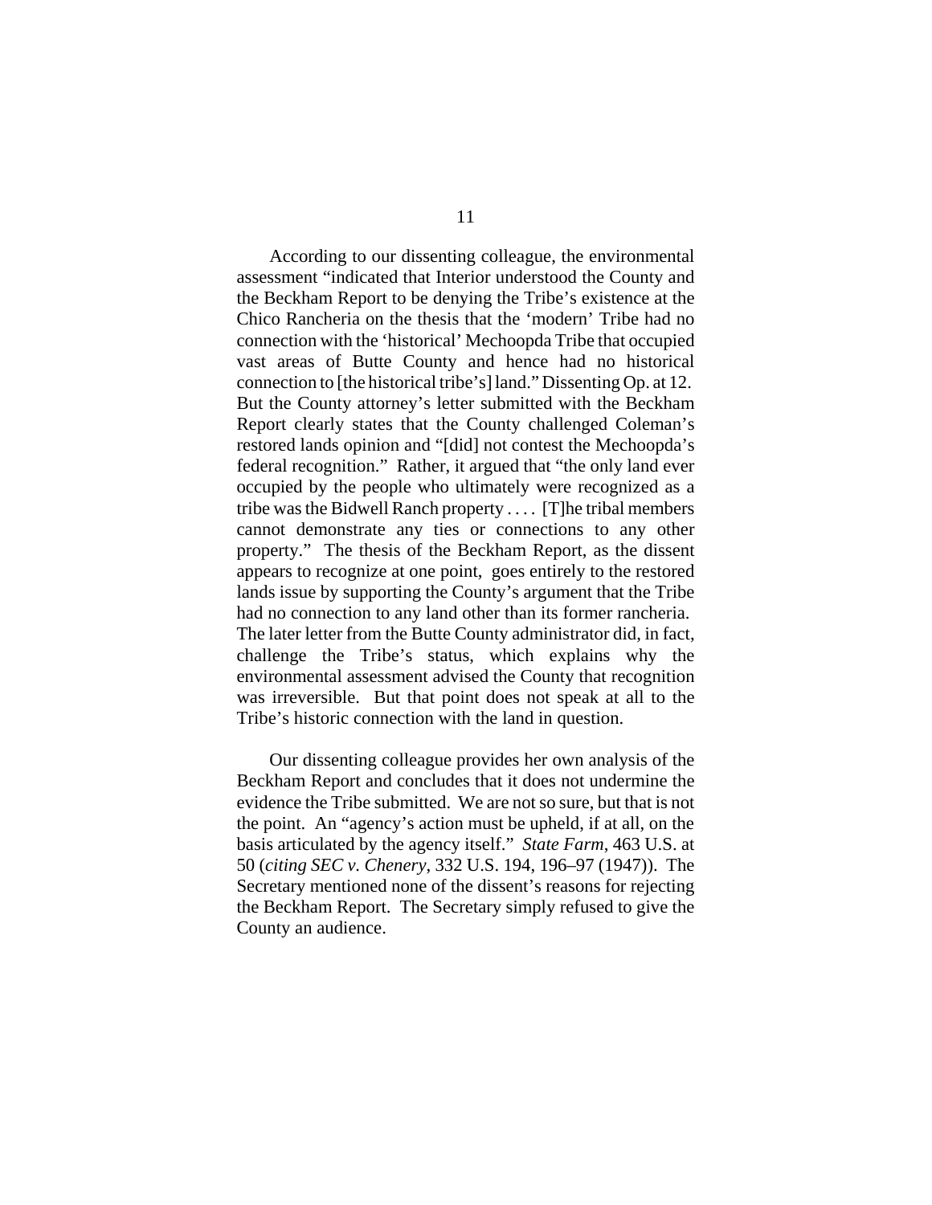According to our dissenting colleague, the environmental assessment "indicated that Interior understood the County and the Beckham Report to be denying the Tribe's existence at the Chico Rancheria on the thesis that the 'modern' Tribe had no connection with the 'historical' Mechoopda Tribe that occupied vast areas of Butte County and hence had no historical connection to [the historical tribe's] land." Dissenting Op. at 12. But the County attorney's letter submitted with the Beckham Report clearly states that the County challenged Coleman's restored lands opinion and "[did] not contest the Mechoopda's federal recognition." Rather, it argued that "the only land ever occupied by the people who ultimately were recognized as a tribe was the Bidwell Ranch property . . . . [T]he tribal members cannot demonstrate any ties or connections to any other property." The thesis of the Beckham Report, as the dissent appears to recognize at one point, goes entirely to the restored lands issue by supporting the County's argument that the Tribe had no connection to any land other than its former rancheria. The later letter from the Butte County administrator did, in fact, challenge the Tribe's status, which explains why the environmental assessment advised the County that recognition was irreversible. But that point does not speak at all to the Tribe's historic connection with the land in question.

Our dissenting colleague provides her own analysis of the Beckham Report and concludes that it does not undermine the evidence the Tribe submitted. We are not so sure, but that is not the point. An "agency's action must be upheld, if at all, on the basis articulated by the agency itself." *State Farm*, 463 U.S. at 50 (*citing SEC v. Chenery*, 332 U.S. 194, 196–97 (1947)). The Secretary mentioned none of the dissent's reasons for rejecting the Beckham Report. The Secretary simply refused to give the County an audience.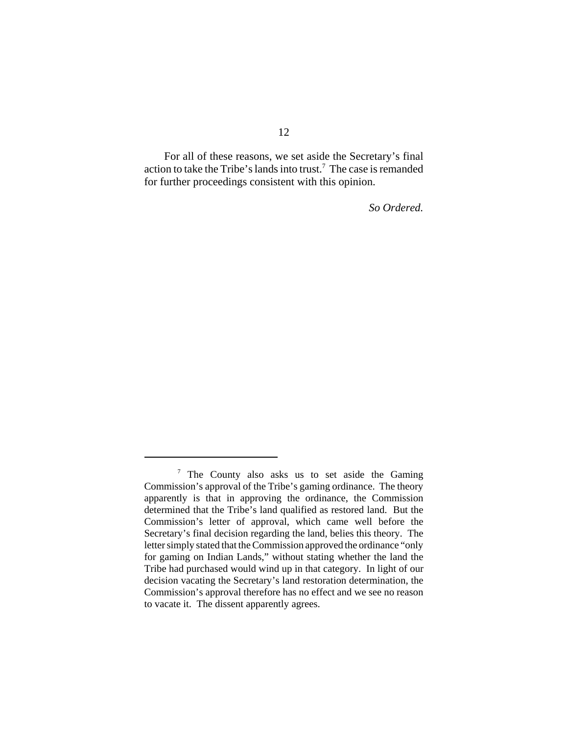For all of these reasons, we set aside the Secretary's final action to take the Tribe's lands into trust.[7] The case is remanded for further proceedings consistent with this opinion.

*So Ordered.*

---

[7] The County also asks us to set aside the Gaming Commission's approval of the Tribe's gaming ordinance. The theory apparently is that in approving the ordinance, the Commission determined that the Tribe's land qualified as restored land. But the Commission's letter of approval, which came well before the Secretary's final decision regarding the land, belies this theory. The letter simply stated that the Commission approved the ordinance "only for gaming on Indian Lands," without stating whether the land the Tribe had purchased would wind up in that category. In light of our decision vacating the Secretary's land restoration determination, the Commission's approval therefore has no effect and we see no reason to vacate it. The dissent apparently agrees.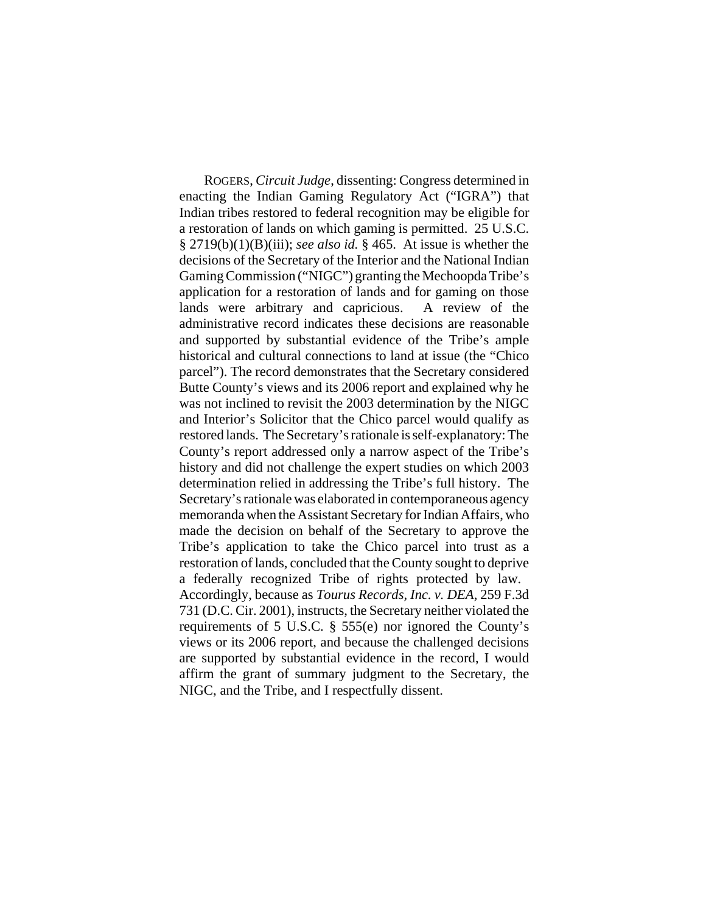ROGERS, *Circuit Judge*, dissenting: Congress determined in enacting the Indian Gaming Regulatory Act ("IGRA") that Indian tribes restored to federal recognition may be eligible for a restoration of lands on which gaming is permitted. 25 U.S.C. § 2719(b)(1)(B)(iii); *see also id.* § 465. At issue is whether the decisions of the Secretary of the Interior and the National Indian Gaming Commission ("NIGC") granting the Mechoopda Tribe's application for a restoration of lands and for gaming on those lands were arbitrary and capricious. A review of the administrative record indicates these decisions are reasonable and supported by substantial evidence of the Tribe's ample historical and cultural connections to land at issue (the "Chico parcel"). The record demonstrates that the Secretary considered Butte County's views and its 2006 report and explained why he was not inclined to revisit the 2003 determination by the NIGC and Interior's Solicitor that the Chico parcel would qualify as restored lands. The Secretary's rationale is self-explanatory: The County's report addressed only a narrow aspect of the Tribe's history and did not challenge the expert studies on which 2003 determination relied in addressing the Tribe's full history. The Secretary's rationale was elaborated in contemporaneous agency memoranda when the Assistant Secretary for Indian Affairs, who made the decision on behalf of the Secretary to approve the Tribe's application to take the Chico parcel into trust as a restoration of lands, concluded that the County sought to deprive a federally recognized Tribe of rights protected by law. Accordingly, because as *Tourus Records, Inc. v. DEA*, 259 F.3d 731 (D.C. Cir. 2001), instructs, the Secretary neither violated the requirements of 5 U.S.C. § 555(e) nor ignored the County's views or its 2006 report, and because the challenged decisions are supported by substantial evidence in the record, I would affirm the grant of summary judgment to the Secretary, the NIGC, and the Tribe, and I respectfully dissent.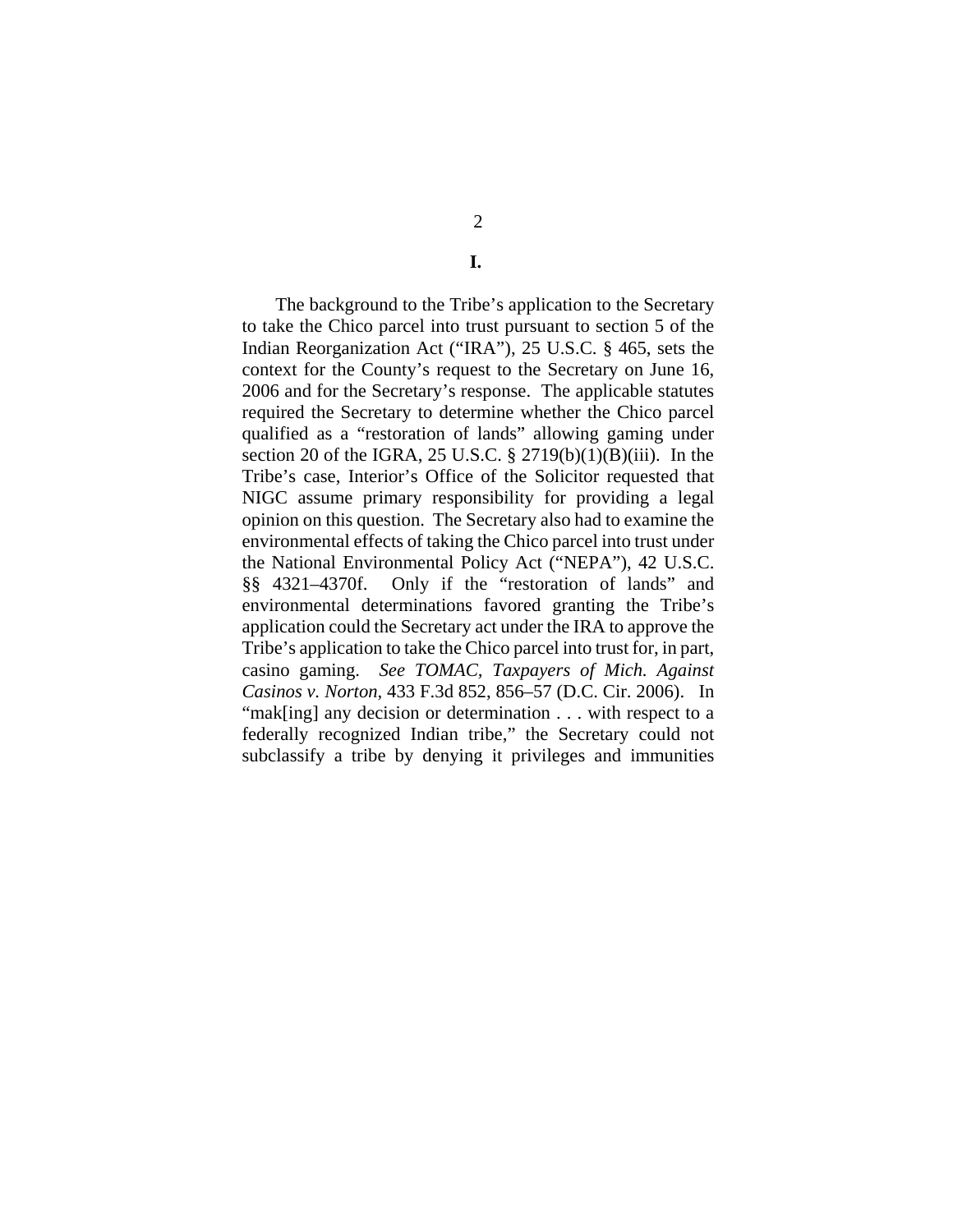## I.

The background to the Tribe's application to the Secretary to take the Chico parcel into trust pursuant to section 5 of the Indian Reorganization Act ("IRA"), 25 U.S.C. § 465, sets the context for the County's request to the Secretary on June 16, 2006 and for the Secretary's response. The applicable statutes required the Secretary to determine whether the Chico parcel qualified as a "restoration of lands" allowing gaming under section 20 of the IGRA, 25 U.S.C. § 2719(b)(1)(B)(iii). In the Tribe's case, Interior's Office of the Solicitor requested that NIGC assume primary responsibility for providing a legal opinion on this question. The Secretary also had to examine the environmental effects of taking the Chico parcel into trust under the National Environmental Policy Act ("NEPA"), 42 U.S.C. §§ 4321–4370f. Only if the "restoration of lands" and environmental determinations favored granting the Tribe's application could the Secretary act under the IRA to approve the Tribe's application to take the Chico parcel into trust for, in part, casino gaming. *See TOMAC, Taxpayers of Mich. Against Casinos v. Norton*, 433 F.3d 852, 856–57 (D.C. Cir. 2006). In "mak[ing] any decision or determination . . . with respect to a federally recognized Indian tribe," the Secretary could not subclassify a tribe by denying it privileges and immunities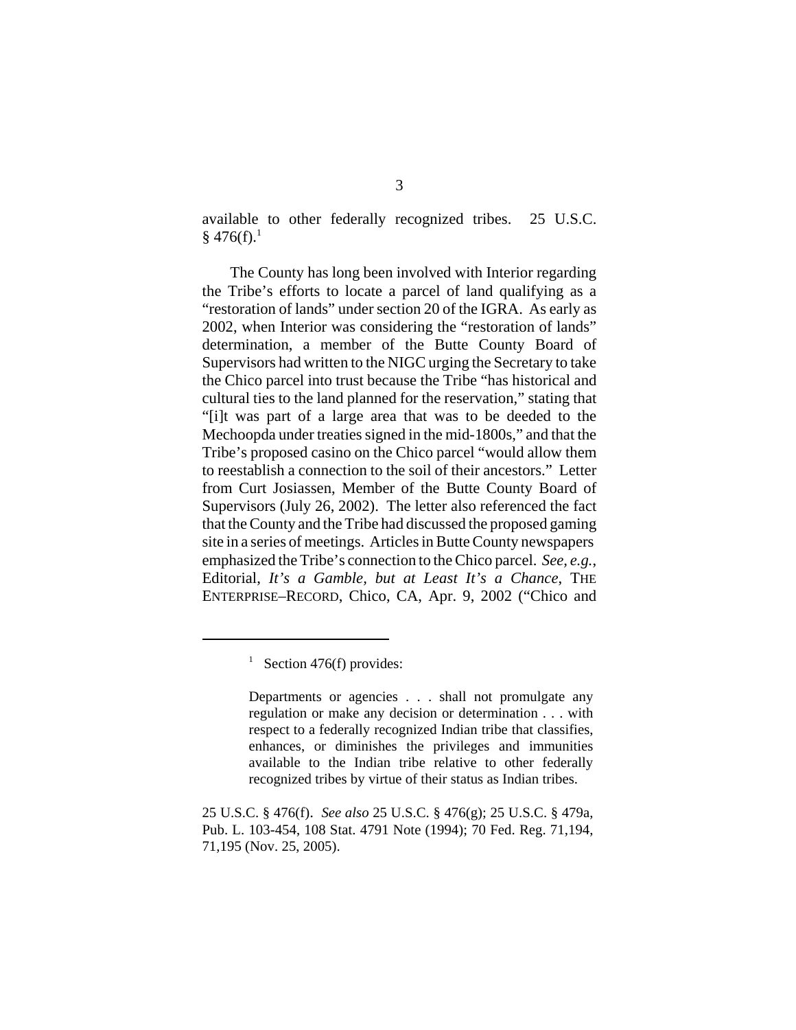available to other federally recognized tribes. 25 U.S.C. § 476(f).[1]

The County has long been involved with Interior regarding the Tribe's efforts to locate a parcel of land qualifying as a "restoration of lands" under section 20 of the IGRA. As early as 2002, when Interior was considering the "restoration of lands" determination, a member of the Butte County Board of Supervisors had written to the NIGC urging the Secretary to take the Chico parcel into trust because the Tribe "has historical and cultural ties to the land planned for the reservation," stating that "[i]t was part of a large area that was to be deeded to the Mechoopda under treaties signed in the mid-1800s," and that the Tribe's proposed casino on the Chico parcel "would allow them to reestablish a connection to the soil of their ancestors." Letter from Curt Josiassen, Member of the Butte County Board of Supervisors (July 26, 2002). The letter also referenced the fact that the County and the Tribe had discussed the proposed gaming site in a series of meetings. Articles in Butte County newspapers emphasized the Tribe's connection to the Chico parcel. *See, e.g.*, Editorial, *It's a Gamble, but at Least It's a Chance*, THE ENTERPRISE–RECORD, Chico, CA, Apr. 9, 2002 ("Chico and

---

[1] Section 476(f) provides:

> Departments or agencies . . . shall not promulgate any regulation or make any decision or determination . . . with respect to a federally recognized Indian tribe that classifies, enhances, or diminishes the privileges and immunities available to the Indian tribe relative to other federally recognized tribes by virtue of their status as Indian tribes.

25 U.S.C. § 476(f). *See also* 25 U.S.C. § 476(g); 25 U.S.C. § 479a, Pub. L. 103-454, 108 Stat. 4791 Note (1994); 70 Fed. Reg. 71,194, 71,195 (Nov. 25, 2005).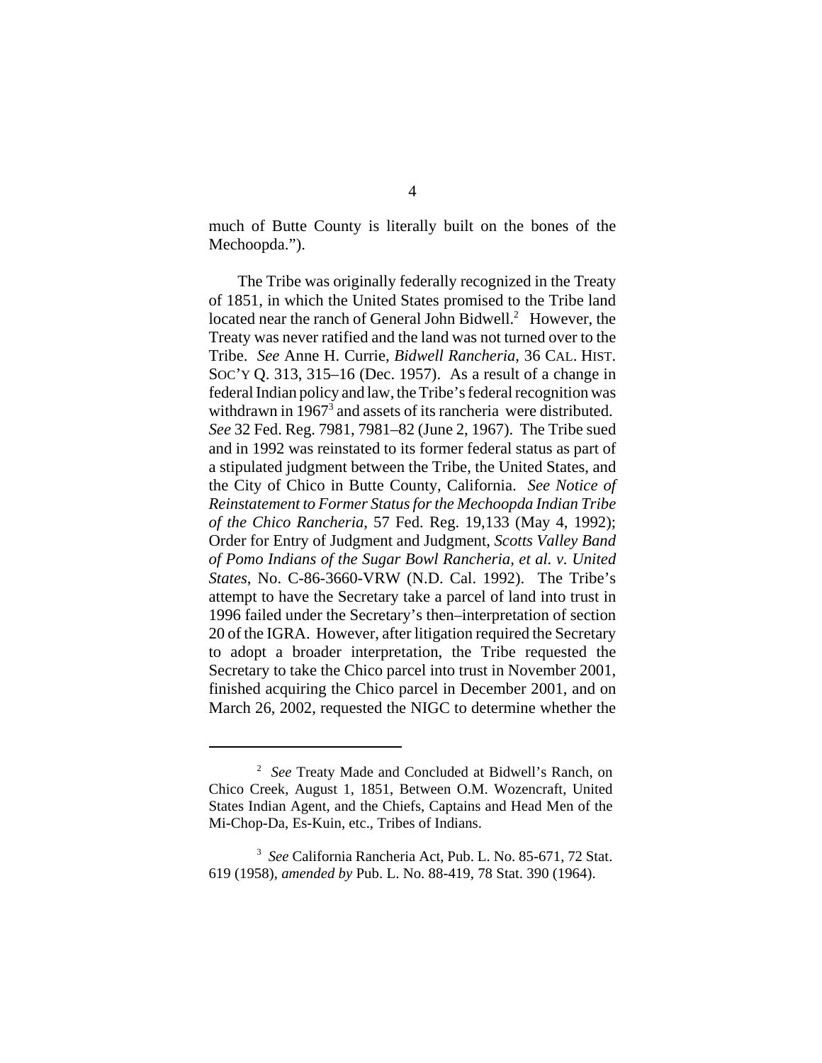much of Butte County is literally built on the bones of the Mechoopda.").

The Tribe was originally federally recognized in the Treaty of 1851, in which the United States promised to the Tribe land located near the ranch of General John Bidwell.[2] However, the Treaty was never ratified and the land was not turned over to the Tribe. *See* Anne H. Currie, *Bidwell Rancheria*, 36 CAL. HIST. SOC'Y Q. 313, 315–16 (Dec. 1957). As a result of a change in federal Indian policy and law, the Tribe's federal recognition was withdrawn in 1967[3] and assets of its rancheria were distributed. *See* 32 Fed. Reg. 7981, 7981–82 (June 2, 1967). The Tribe sued and in 1992 was reinstated to its former federal status as part of a stipulated judgment between the Tribe, the United States, and the City of Chico in Butte County, California. *See Notice of Reinstatement to Former Status for the Mechoopda Indian Tribe of the Chico Rancheria*, 57 Fed. Reg. 19,133 (May 4, 1992); Order for Entry of Judgment and Judgment, *Scotts Valley Band of Pomo Indians of the Sugar Bowl Rancheria, et al. v. United States*, No. C-86-3660-VRW (N.D. Cal. 1992). The Tribe's attempt to have the Secretary take a parcel of land into trust in 1996 failed under the Secretary's then–interpretation of section 20 of the IGRA. However, after litigation required the Secretary to adopt a broader interpretation, the Tribe requested the Secretary to take the Chico parcel into trust in November 2001, finished acquiring the Chico parcel in December 2001, and on March 26, 2002, requested the NIGC to determine whether the

[2] *See* Treaty Made and Concluded at Bidwell's Ranch, on Chico Creek, August 1, 1851, Between O.M. Wozencraft, United States Indian Agent, and the Chiefs, Captains and Head Men of the Mi-Chop-Da, Es-Kuin, etc., Tribes of Indians.

[3] *See* California Rancheria Act, Pub. L. No. 85-671, 72 Stat. 619 (1958), *amended by* Pub. L. No. 88-419, 78 Stat. 390 (1964).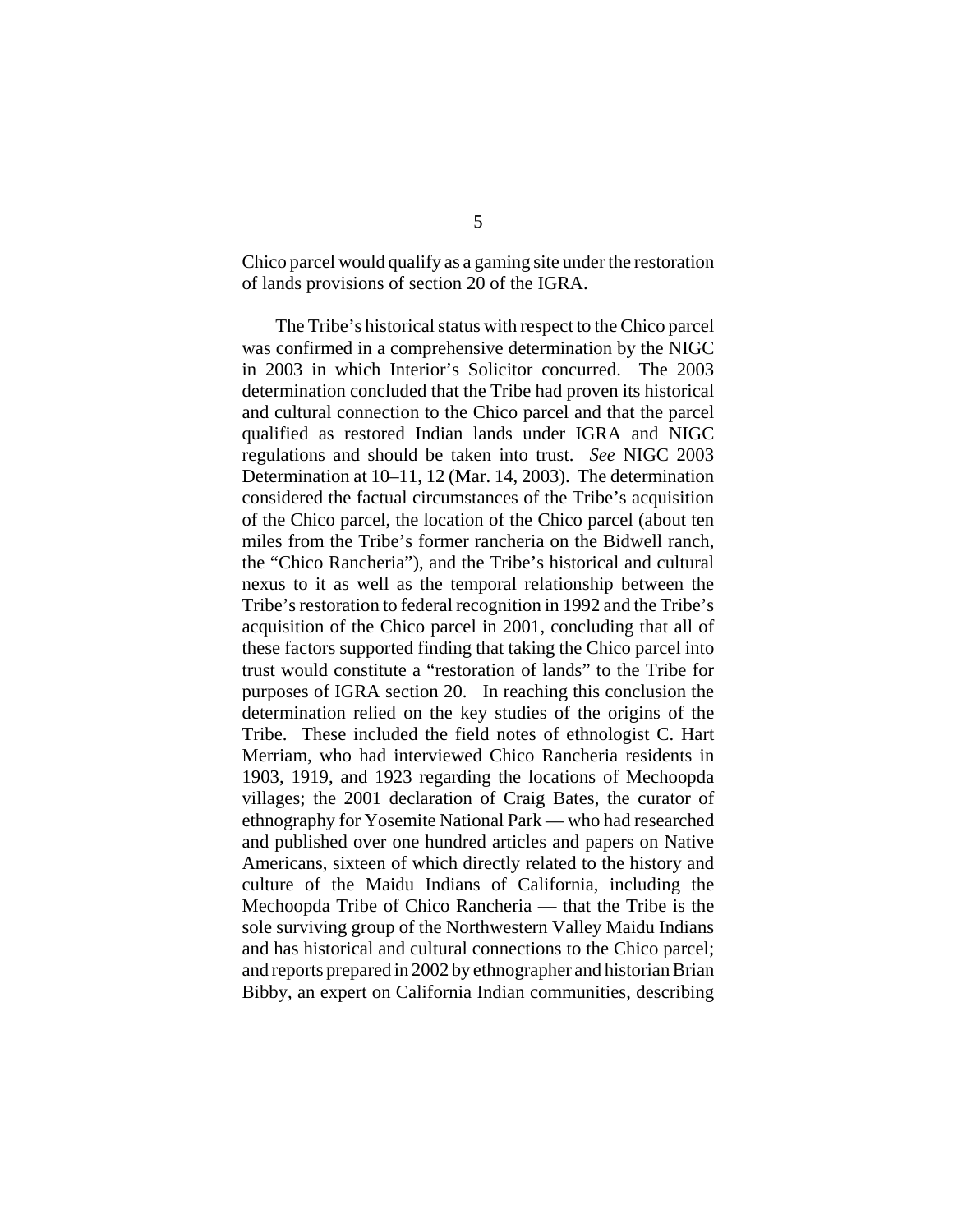Chico parcel would qualify as a gaming site under the restoration of lands provisions of section 20 of the IGRA.

The Tribe's historical status with respect to the Chico parcel was confirmed in a comprehensive determination by the NIGC in 2003 in which Interior's Solicitor concurred. The 2003 determination concluded that the Tribe had proven its historical and cultural connection to the Chico parcel and that the parcel qualified as restored Indian lands under IGRA and NIGC regulations and should be taken into trust. *See* NIGC 2003 Determination at 10–11, 12 (Mar. 14, 2003). The determination considered the factual circumstances of the Tribe's acquisition of the Chico parcel, the location of the Chico parcel (about ten miles from the Tribe's former rancheria on the Bidwell ranch, the "Chico Rancheria"), and the Tribe's historical and cultural nexus to it as well as the temporal relationship between the Tribe's restoration to federal recognition in 1992 and the Tribe's acquisition of the Chico parcel in 2001, concluding that all of these factors supported finding that taking the Chico parcel into trust would constitute a "restoration of lands" to the Tribe for purposes of IGRA section 20. In reaching this conclusion the determination relied on the key studies of the origins of the Tribe. These included the field notes of ethnologist C. Hart Merriam, who had interviewed Chico Rancheria residents in 1903, 1919, and 1923 regarding the locations of Mechoopda villages; the 2001 declaration of Craig Bates, the curator of ethnography for Yosemite National Park — who had researched and published over one hundred articles and papers on Native Americans, sixteen of which directly related to the history and culture of the Maidu Indians of California, including the Mechoopda Tribe of Chico Rancheria — that the Tribe is the sole surviving group of the Northwestern Valley Maidu Indians and has historical and cultural connections to the Chico parcel; and reports prepared in 2002 by ethnographer and historian Brian Bibby, an expert on California Indian communities, describing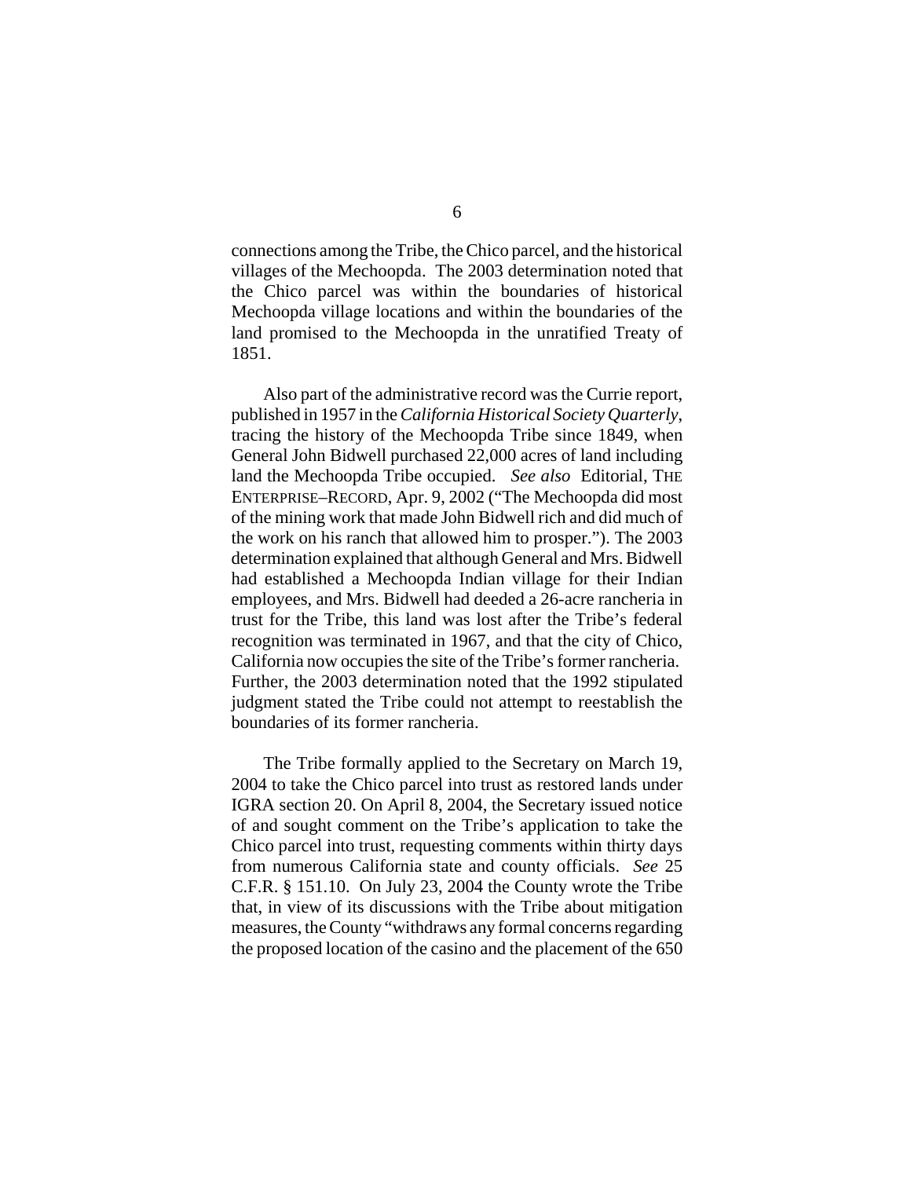connections among the Tribe, the Chico parcel, and the historical villages of the Mechoopda. The 2003 determination noted that the Chico parcel was within the boundaries of historical Mechoopda village locations and within the boundaries of the land promised to the Mechoopda in the unratified Treaty of 1851.

Also part of the administrative record was the Currie report, published in 1957 in the *California Historical Society Quarterly*, tracing the history of the Mechoopda Tribe since 1849, when General John Bidwell purchased 22,000 acres of land including land the Mechoopda Tribe occupied. *See also* Editorial, THE ENTERPRISE–RECORD, Apr. 9, 2002 ("The Mechoopda did most of the mining work that made John Bidwell rich and did much of the work on his ranch that allowed him to prosper."). The 2003 determination explained that although General and Mrs. Bidwell had established a Mechoopda Indian village for their Indian employees, and Mrs. Bidwell had deeded a 26-acre rancheria in trust for the Tribe, this land was lost after the Tribe's federal recognition was terminated in 1967, and that the city of Chico, California now occupies the site of the Tribe's former rancheria. Further, the 2003 determination noted that the 1992 stipulated judgment stated the Tribe could not attempt to reestablish the boundaries of its former rancheria.

The Tribe formally applied to the Secretary on March 19, 2004 to take the Chico parcel into trust as restored lands under IGRA section 20. On April 8, 2004, the Secretary issued notice of and sought comment on the Tribe's application to take the Chico parcel into trust, requesting comments within thirty days from numerous California state and county officials. *See* 25 C.F.R. § 151.10. On July 23, 2004 the County wrote the Tribe that, in view of its discussions with the Tribe about mitigation measures, the County "withdraws any formal concerns regarding the proposed location of the casino and the placement of the 650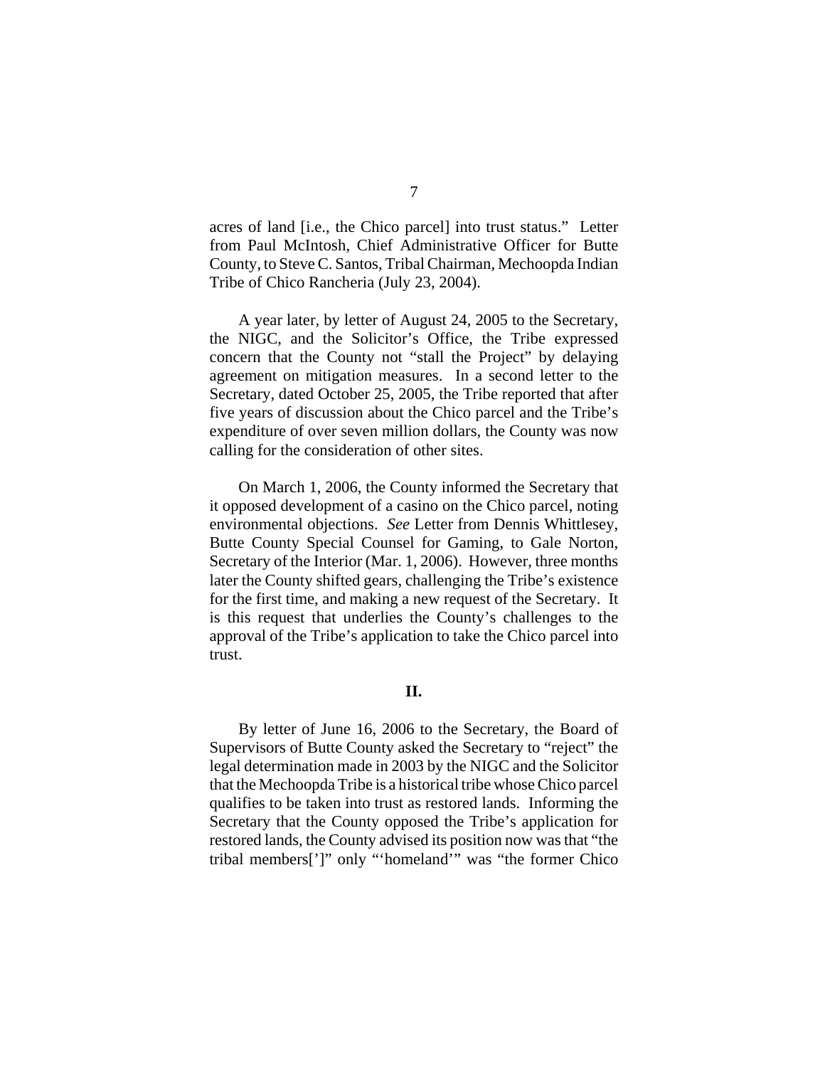acres of land [i.e., the Chico parcel] into trust status." Letter from Paul McIntosh, Chief Administrative Officer for Butte County, to Steve C. Santos, Tribal Chairman, Mechoopda Indian Tribe of Chico Rancheria (July 23, 2004).

A year later, by letter of August 24, 2005 to the Secretary, the NIGC, and the Solicitor's Office, the Tribe expressed concern that the County not "stall the Project" by delaying agreement on mitigation measures. In a second letter to the Secretary, dated October 25, 2005, the Tribe reported that after five years of discussion about the Chico parcel and the Tribe's expenditure of over seven million dollars, the County was now calling for the consideration of other sites.

On March 1, 2006, the County informed the Secretary that it opposed development of a casino on the Chico parcel, noting environmental objections. *See* Letter from Dennis Whittlesey, Butte County Special Counsel for Gaming, to Gale Norton, Secretary of the Interior (Mar. 1, 2006). However, three months later the County shifted gears, challenging the Tribe's existence for the first time, and making a new request of the Secretary. It is this request that underlies the County's challenges to the approval of the Tribe's application to take the Chico parcel into trust.

## II.

By letter of June 16, 2006 to the Secretary, the Board of Supervisors of Butte County asked the Secretary to "reject" the legal determination made in 2003 by the NIGC and the Solicitor that the Mechoopda Tribe is a historical tribe whose Chico parcel qualifies to be taken into trust as restored lands. Informing the Secretary that the County opposed the Tribe's application for restored lands, the County advised its position now was that "the tribal members[']" only "'homeland'" was "the former Chico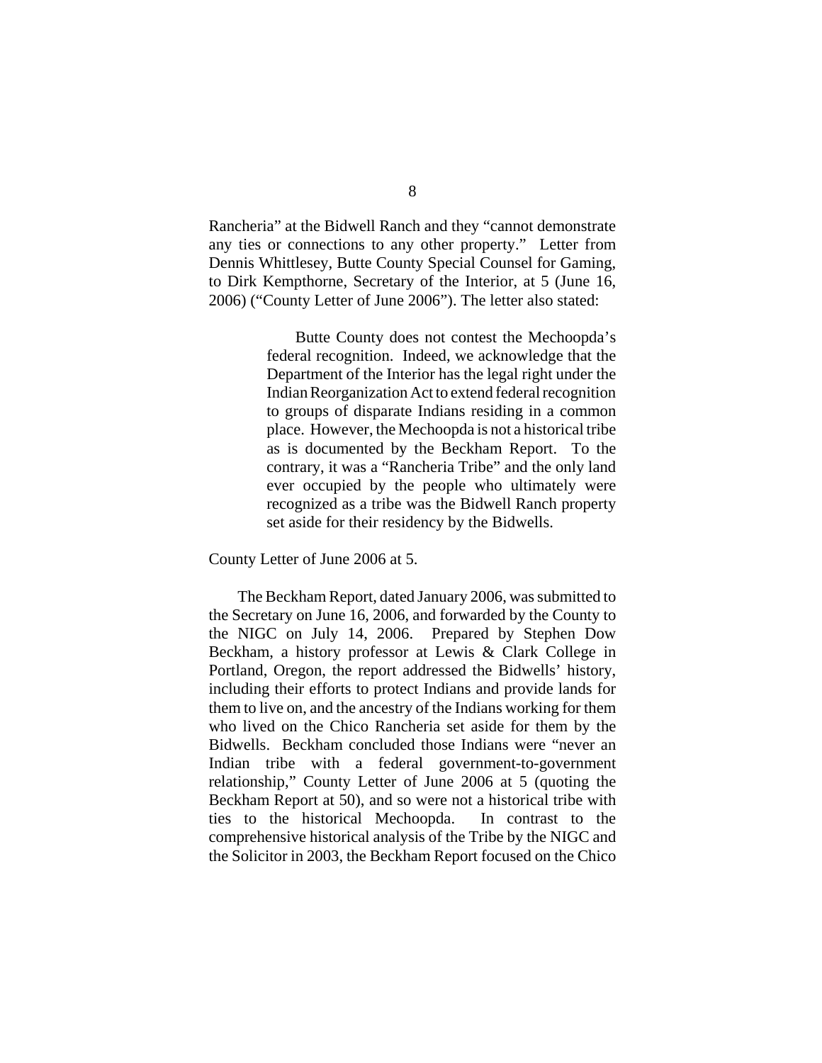Rancheria" at the Bidwell Ranch and they "cannot demonstrate any ties or connections to any other property." Letter from Dennis Whittlesey, Butte County Special Counsel for Gaming, to Dirk Kempthorne, Secretary of the Interior, at 5 (June 16, 2006) ("County Letter of June 2006"). The letter also stated:

> Butte County does not contest the Mechoopda's federal recognition. Indeed, we acknowledge that the Department of the Interior has the legal right under the Indian Reorganization Act to extend federal recognition to groups of disparate Indians residing in a common place. However, the Mechoopda is not a historical tribe as is documented by the Beckham Report. To the contrary, it was a "Rancheria Tribe" and the only land ever occupied by the people who ultimately were recognized as a tribe was the Bidwell Ranch property set aside for their residency by the Bidwells.

County Letter of June 2006 at 5.

The Beckham Report, dated January 2006, was submitted to the Secretary on June 16, 2006, and forwarded by the County to the NIGC on July 14, 2006. Prepared by Stephen Dow Beckham, a history professor at Lewis & Clark College in Portland, Oregon, the report addressed the Bidwells' history, including their efforts to protect Indians and provide lands for them to live on, and the ancestry of the Indians working for them who lived on the Chico Rancheria set aside for them by the Bidwells. Beckham concluded those Indians were "never an Indian tribe with a federal government-to-government relationship," County Letter of June 2006 at 5 (quoting the Beckham Report at 50), and so were not a historical tribe with ties to the historical Mechoopda. In contrast to the comprehensive historical analysis of the Tribe by the NIGC and the Solicitor in 2003, the Beckham Report focused on the Chico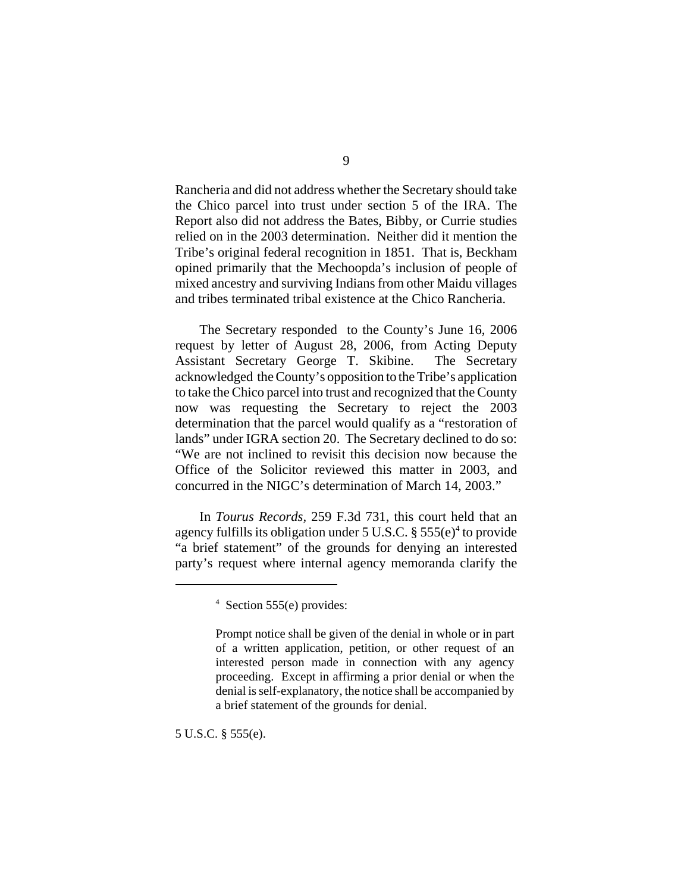Rancheria and did not address whether the Secretary should take the Chico parcel into trust under section 5 of the IRA. The Report also did not address the Bates, Bibby, or Currie studies relied on in the 2003 determination. Neither did it mention the Tribe's original federal recognition in 1851. That is, Beckham opined primarily that the Mechoopda's inclusion of people of mixed ancestry and surviving Indians from other Maidu villages and tribes terminated tribal existence at the Chico Rancheria.

The Secretary responded to the County's June 16, 2006 request by letter of August 28, 2006, from Acting Deputy Assistant Secretary George T. Skibine. The Secretary acknowledged the County's opposition to the Tribe's application to take the Chico parcel into trust and recognized that the County now was requesting the Secretary to reject the 2003 determination that the parcel would qualify as a "restoration of lands" under IGRA section 20. The Secretary declined to do so: "We are not inclined to revisit this decision now because the Office of the Solicitor reviewed this matter in 2003, and concurred in the NIGC's determination of March 14, 2003."

In *Tourus Records*, 259 F.3d 731, this court held that an agency fulfills its obligation under 5 U.S.C. § 555(e)[4] to provide "a brief statement" of the grounds for denying an interested party's request where internal agency memoranda clarify the

---

[4] Section 555(e) provides:

> Prompt notice shall be given of the denial in whole or in part of a written application, petition, or other request of an interested person made in connection with any agency proceeding. Except in affirming a prior denial or when the denial is self-explanatory, the notice shall be accompanied by a brief statement of the grounds for denial.

5 U.S.C. § 555(e).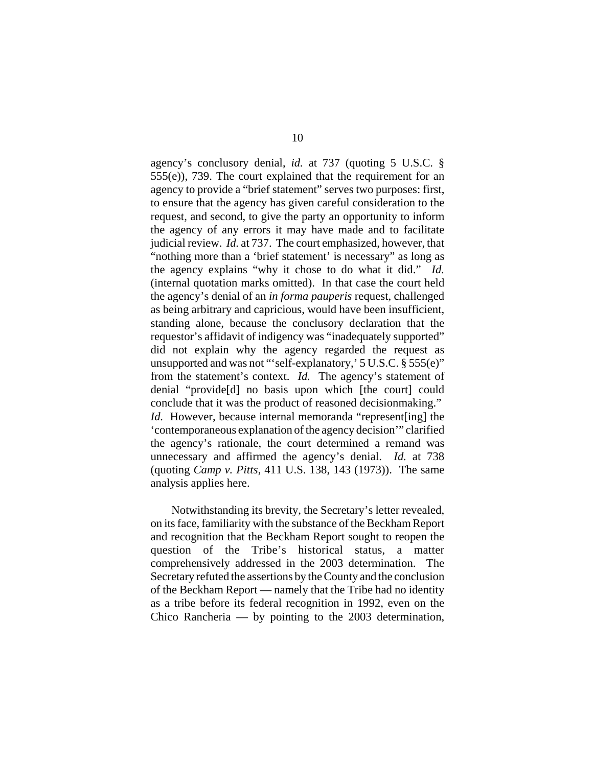agency's conclusory denial, *id.* at 737 (quoting 5 U.S.C. § 555(e)), 739. The court explained that the requirement for an agency to provide a "brief statement" serves two purposes: first, to ensure that the agency has given careful consideration to the request, and second, to give the party an opportunity to inform the agency of any errors it may have made and to facilitate judicial review. *Id.* at 737. The court emphasized, however, that "nothing more than a 'brief statement' is necessary" as long as the agency explains "why it chose to do what it did." *Id.* (internal quotation marks omitted). In that case the court held the agency's denial of an *in forma pauperis* request, challenged as being arbitrary and capricious, would have been insufficient, standing alone, because the conclusory declaration that the requestor's affidavit of indigency was "inadequately supported" did not explain why the agency regarded the request as unsupported and was not "'self-explanatory,' 5 U.S.C. § 555(e)" from the statement's context. *Id.* The agency's statement of denial "provide[d] no basis upon which [the court] could conclude that it was the product of reasoned decisionmaking." *Id.* However, because internal memoranda "represent[ing] the 'contemporaneous explanation of the agency decision'" clarified the agency's rationale, the court determined a remand was unnecessary and affirmed the agency's denial. *Id.* at 738 (quoting *Camp v. Pitts*, 411 U.S. 138, 143 (1973)). The same analysis applies here.

Notwithstanding its brevity, the Secretary's letter revealed, on its face, familiarity with the substance of the Beckham Report and recognition that the Beckham Report sought to reopen the question of the Tribe's historical status, a matter comprehensively addressed in the 2003 determination. The Secretary refuted the assertions by the County and the conclusion of the Beckham Report — namely that the Tribe had no identity as a tribe before its federal recognition in 1992, even on the Chico Rancheria — by pointing to the 2003 determination,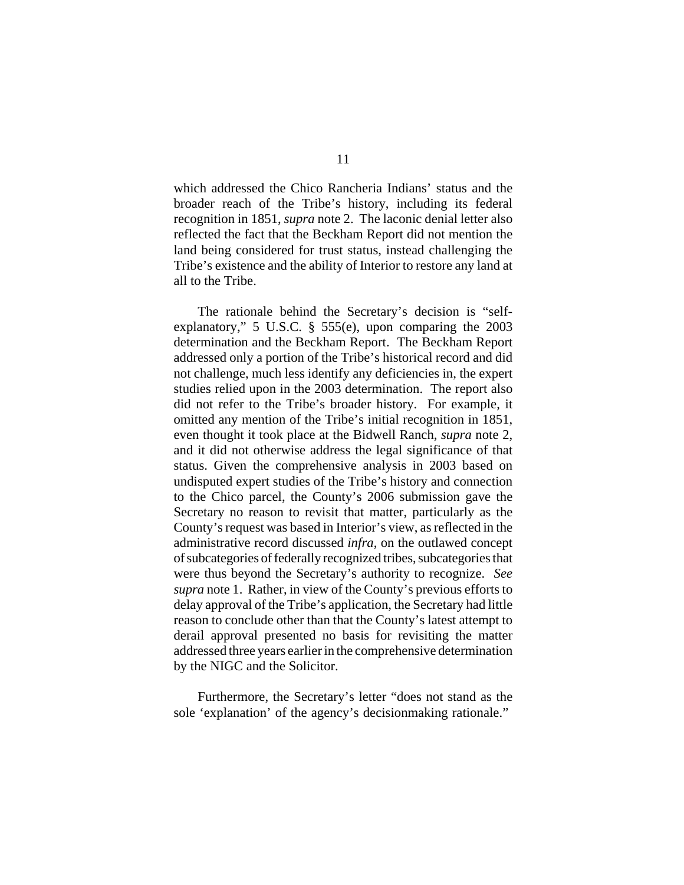which addressed the Chico Rancheria Indians' status and the broader reach of the Tribe's history, including its federal recognition in 1851, *supra* note 2. The laconic denial letter also reflected the fact that the Beckham Report did not mention the land being considered for trust status, instead challenging the Tribe's existence and the ability of Interior to restore any land at all to the Tribe.

The rationale behind the Secretary's decision is "self-explanatory," 5 U.S.C. § 555(e), upon comparing the 2003 determination and the Beckham Report. The Beckham Report addressed only a portion of the Tribe's historical record and did not challenge, much less identify any deficiencies in, the expert studies relied upon in the 2003 determination. The report also did not refer to the Tribe's broader history. For example, it omitted any mention of the Tribe's initial recognition in 1851, even thought it took place at the Bidwell Ranch, *supra* note 2, and it did not otherwise address the legal significance of that status. Given the comprehensive analysis in 2003 based on undisputed expert studies of the Tribe's history and connection to the Chico parcel, the County's 2006 submission gave the Secretary no reason to revisit that matter, particularly as the County's request was based in Interior's view, as reflected in the administrative record discussed *infra*, on the outlawed concept of subcategories of federally recognized tribes, subcategories that were thus beyond the Secretary's authority to recognize. *See supra* note 1. Rather, in view of the County's previous efforts to delay approval of the Tribe's application, the Secretary had little reason to conclude other than that the County's latest attempt to derail approval presented no basis for revisiting the matter addressed three years earlier in the comprehensive determination by the NIGC and the Solicitor.

Furthermore, the Secretary's letter "does not stand as the sole 'explanation' of the agency's decisionmaking rationale."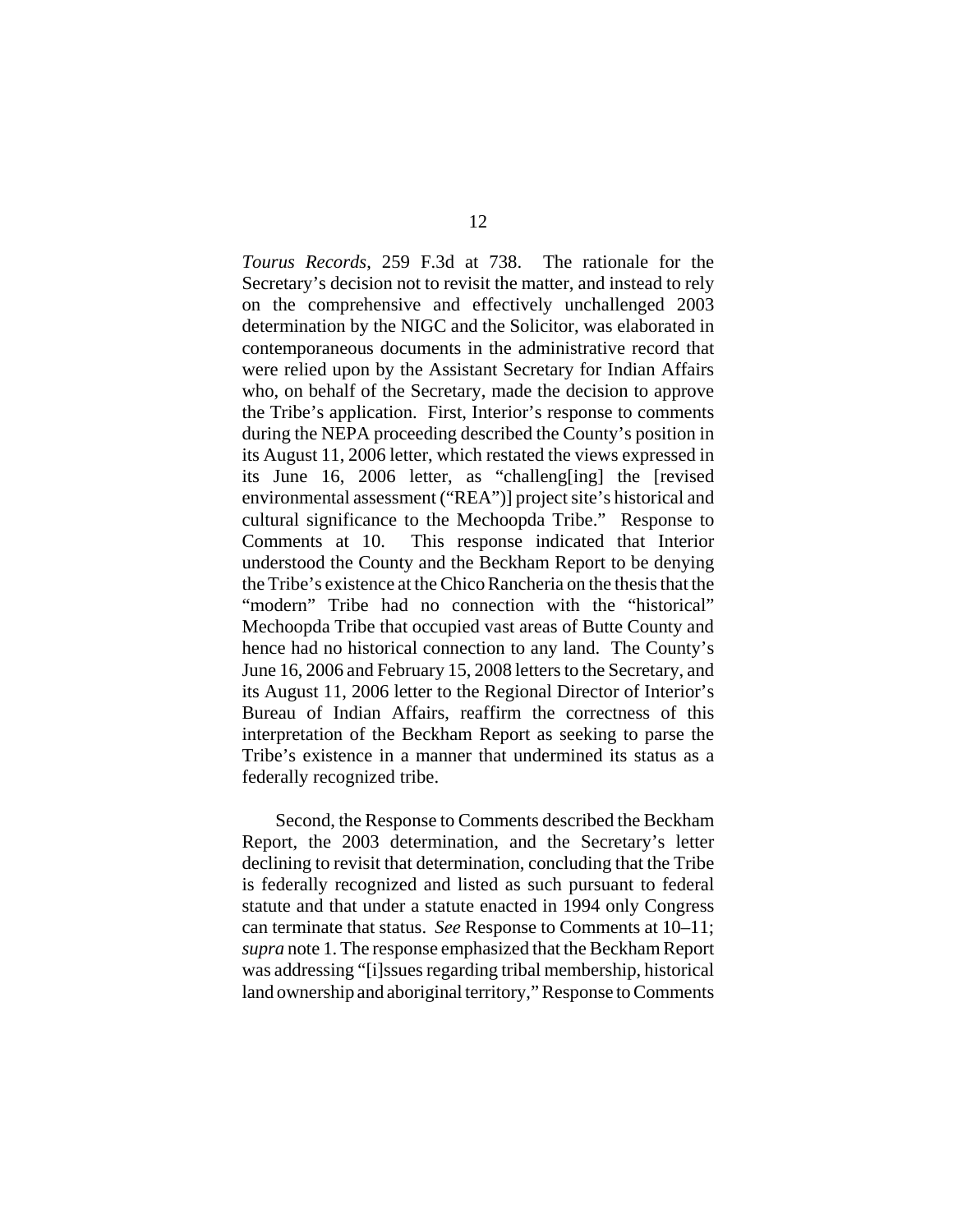*Tourus Records*, 259 F.3d at 738. The rationale for the Secretary's decision not to revisit the matter, and instead to rely on the comprehensive and effectively unchallenged 2003 determination by the NIGC and the Solicitor, was elaborated in contemporaneous documents in the administrative record that were relied upon by the Assistant Secretary for Indian Affairs who, on behalf of the Secretary, made the decision to approve the Tribe's application. First, Interior's response to comments during the NEPA proceeding described the County's position in its August 11, 2006 letter, which restated the views expressed in its June 16, 2006 letter, as "challeng[ing] the [revised environmental assessment ("REA")] project site's historical and cultural significance to the Mechoopda Tribe." Response to Comments at 10. This response indicated that Interior understood the County and the Beckham Report to be denying the Tribe's existence at the Chico Rancheria on the thesis that the "modern" Tribe had no connection with the "historical" Mechoopda Tribe that occupied vast areas of Butte County and hence had no historical connection to any land. The County's June 16, 2006 and February 15, 2008 letters to the Secretary, and its August 11, 2006 letter to the Regional Director of Interior's Bureau of Indian Affairs, reaffirm the correctness of this interpretation of the Beckham Report as seeking to parse the Tribe's existence in a manner that undermined its status as a federally recognized tribe.

Second, the Response to Comments described the Beckham Report, the 2003 determination, and the Secretary's letter declining to revisit that determination, concluding that the Tribe is federally recognized and listed as such pursuant to federal statute and that under a statute enacted in 1994 only Congress can terminate that status. *See* Response to Comments at 10–11; *supra* note 1. The response emphasized that the Beckham Report was addressing "[i]ssues regarding tribal membership, historical land ownership and aboriginal territory," Response to Comments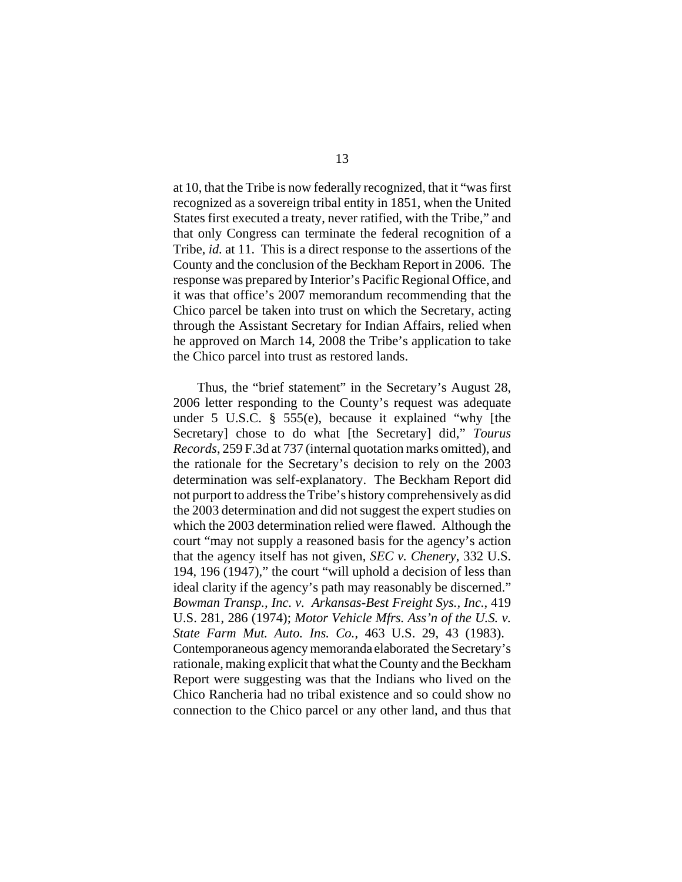at 10, that the Tribe is now federally recognized, that it "was first recognized as a sovereign tribal entity in 1851, when the United States first executed a treaty, never ratified, with the Tribe," and that only Congress can terminate the federal recognition of a Tribe, *id.* at 11. This is a direct response to the assertions of the County and the conclusion of the Beckham Report in 2006. The response was prepared by Interior's Pacific Regional Office, and it was that office's 2007 memorandum recommending that the Chico parcel be taken into trust on which the Secretary, acting through the Assistant Secretary for Indian Affairs, relied when he approved on March 14, 2008 the Tribe's application to take the Chico parcel into trust as restored lands.

Thus, the "brief statement" in the Secretary's August 28, 2006 letter responding to the County's request was adequate under 5 U.S.C. § 555(e), because it explained "why [the Secretary] chose to do what [the Secretary] did," *Tourus Records*, 259 F.3d at 737 (internal quotation marks omitted), and the rationale for the Secretary's decision to rely on the 2003 determination was self-explanatory. The Beckham Report did not purport to address the Tribe's history comprehensively as did the 2003 determination and did not suggest the expert studies on which the 2003 determination relied were flawed. Although the court "may not supply a reasoned basis for the agency's action that the agency itself has not given, *SEC v. Chenery*, 332 U.S. 194, 196 (1947)," the court "will uphold a decision of less than ideal clarity if the agency's path may reasonably be discerned." *Bowman Transp., Inc. v. Arkansas-Best Freight Sys., Inc.*, 419 U.S. 281, 286 (1974); *Motor Vehicle Mfrs. Ass'n of the U.S. v. State Farm Mut. Auto. Ins. Co.*, 463 U.S. 29, 43 (1983). Contemporaneous agency memoranda elaborated the Secretary's rationale, making explicit that what the County and the Beckham Report were suggesting was that the Indians who lived on the Chico Rancheria had no tribal existence and so could show no connection to the Chico parcel or any other land, and thus that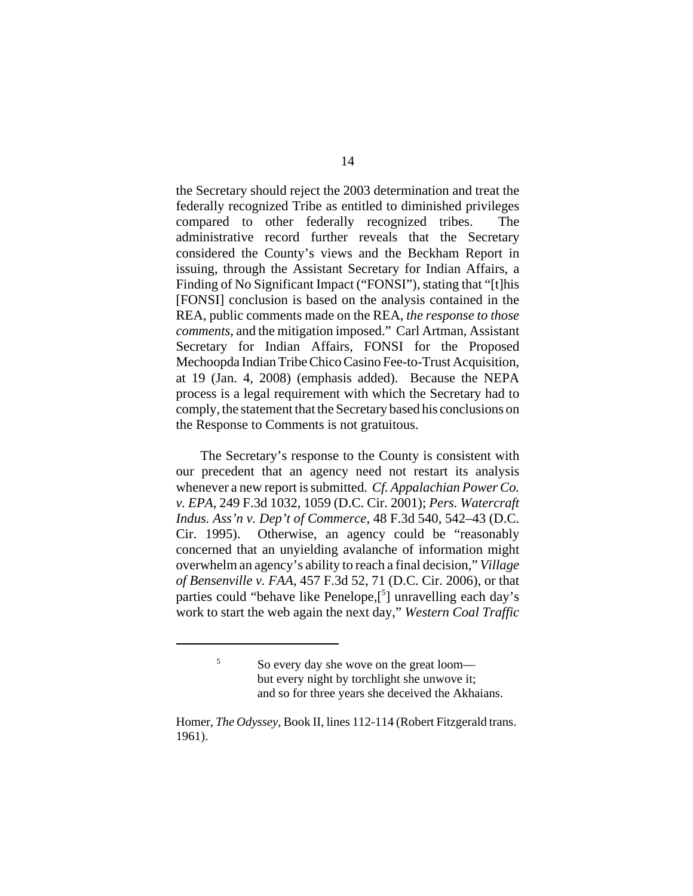the Secretary should reject the 2003 determination and treat the federally recognized Tribe as entitled to diminished privileges compared to other federally recognized tribes. The administrative record further reveals that the Secretary considered the County's views and the Beckham Report in issuing, through the Assistant Secretary for Indian Affairs, a Finding of No Significant Impact ("FONSI"), stating that "[t]his [FONSI] conclusion is based on the analysis contained in the REA, public comments made on the REA, *the response to those comments*, and the mitigation imposed." Carl Artman, Assistant Secretary for Indian Affairs, FONSI for the Proposed Mechoopda Indian Tribe Chico Casino Fee-to-Trust Acquisition, at 19 (Jan. 4, 2008) (emphasis added). Because the NEPA process is a legal requirement with which the Secretary had to comply, the statement that the Secretary based his conclusions on the Response to Comments is not gratuitous.

The Secretary's response to the County is consistent with our precedent that an agency need not restart its analysis whenever a new report is submitted. *Cf. Appalachian Power Co. v. EPA*, 249 F.3d 1032, 1059 (D.C. Cir. 2001); *Pers. Watercraft Indus. Ass'n v. Dep't of Commerce*, 48 F.3d 540, 542–43 (D.C. Cir. 1995). Otherwise, an agency could be "reasonably concerned that an unyielding avalanche of information might overwhelm an agency's ability to reach a final decision," *Village of Bensenville v. FAA*, 457 F.3d 52, 71 (D.C. Cir. 2006), or that parties could "behave like Penelope,[5] unravelling each day's work to start the web again the next day," *Western Coal Traffic*

---

[5] So every day she wove on the great loom—
but every night by torchlight she unwove it;
and so for three years she deceived the Akhaians.

Homer, *The Odyssey*, Book II, lines 112-114 (Robert Fitzgerald trans. 1961).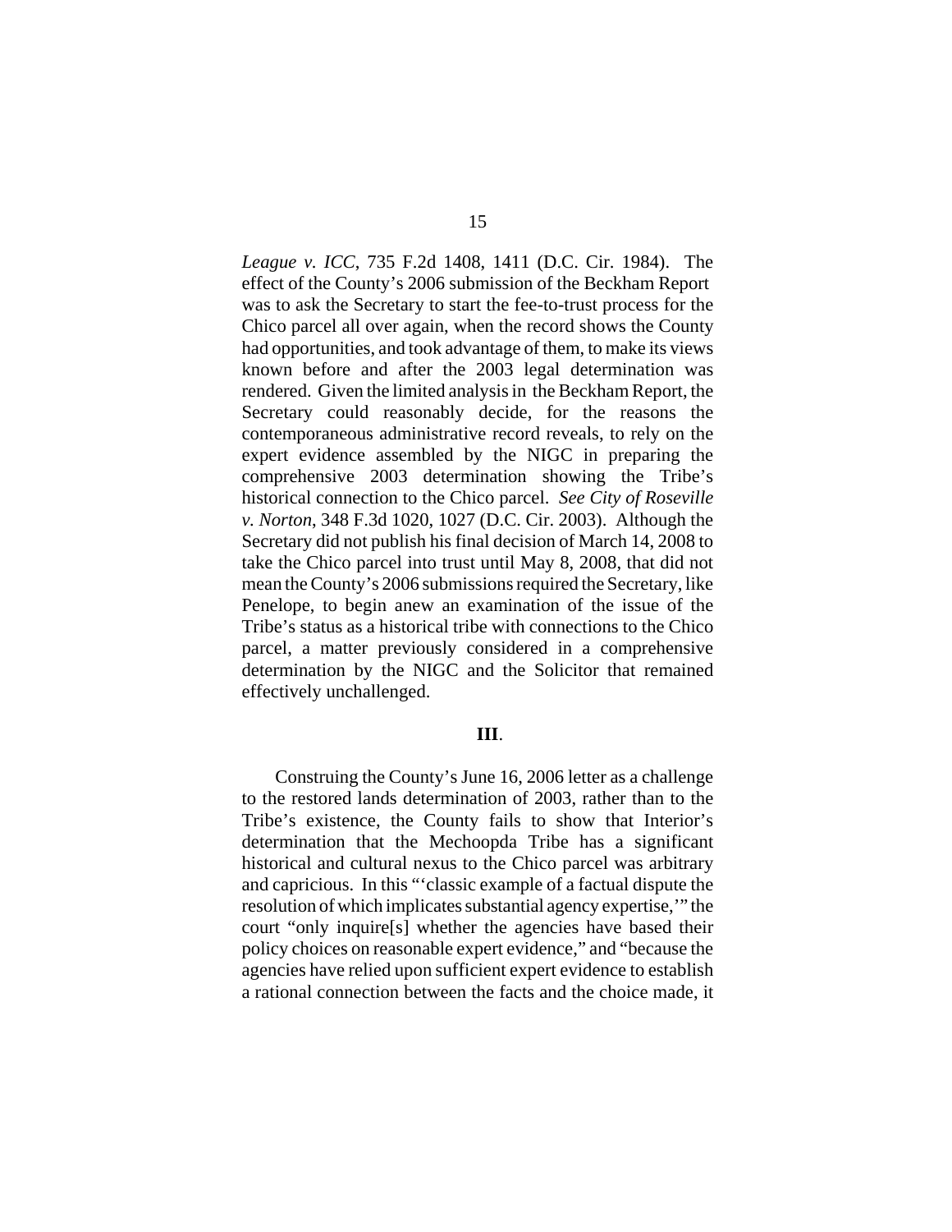*League v. ICC*, 735 F.2d 1408, 1411 (D.C. Cir. 1984). The effect of the County's 2006 submission of the Beckham Report was to ask the Secretary to start the fee-to-trust process for the Chico parcel all over again, when the record shows the County had opportunities, and took advantage of them, to make its views known before and after the 2003 legal determination was rendered. Given the limited analysis in the Beckham Report, the Secretary could reasonably decide, for the reasons the contemporaneous administrative record reveals, to rely on the expert evidence assembled by the NIGC in preparing the comprehensive 2003 determination showing the Tribe's historical connection to the Chico parcel. *See City of Roseville v. Norton*, 348 F.3d 1020, 1027 (D.C. Cir. 2003). Although the Secretary did not publish his final decision of March 14, 2008 to take the Chico parcel into trust until May 8, 2008, that did not mean the County's 2006 submissions required the Secretary, like Penelope, to begin anew an examination of the issue of the Tribe's status as a historical tribe with connections to the Chico parcel, a matter previously considered in a comprehensive determination by the NIGC and the Solicitor that remained effectively unchallenged.

**III**.

Construing the County's June 16, 2006 letter as a challenge to the restored lands determination of 2003, rather than to the Tribe's existence, the County fails to show that Interior's determination that the Mechoopda Tribe has a significant historical and cultural nexus to the Chico parcel was arbitrary and capricious. In this "'classic example of a factual dispute the resolution of which implicates substantial agency expertise,'" the court "only inquire[s] whether the agencies have based their policy choices on reasonable expert evidence," and "because the agencies have relied upon sufficient expert evidence to establish a rational connection between the facts and the choice made, it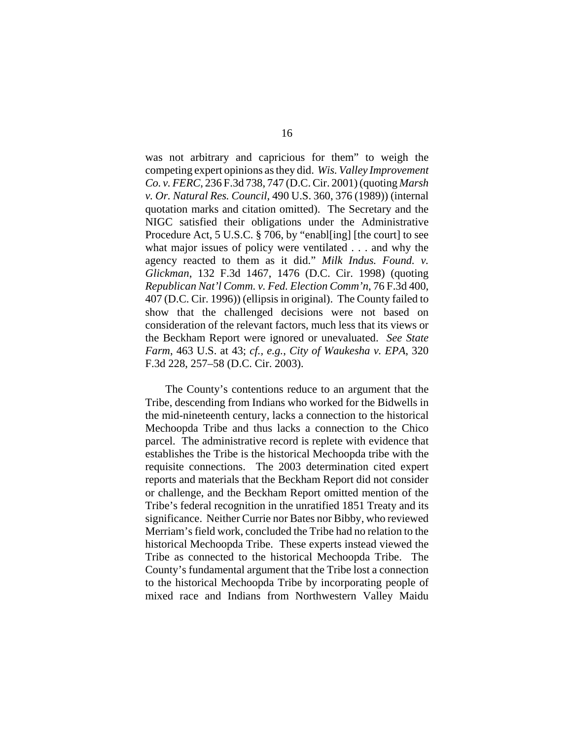was not arbitrary and capricious for them" to weigh the competing expert opinions as they did. *Wis. Valley Improvement Co. v. FERC*, 236 F.3d 738, 747 (D.C. Cir. 2001) (quoting *Marsh v. Or. Natural Res. Council*, 490 U.S. 360, 376 (1989)) (internal quotation marks and citation omitted). The Secretary and the NIGC satisfied their obligations under the Administrative Procedure Act, 5 U.S.C. § 706, by "enabl[ing] [the court] to see what major issues of policy were ventilated . . . and why the agency reacted to them as it did." *Milk Indus. Found. v. Glickman*, 132 F.3d 1467, 1476 (D.C. Cir. 1998) (quoting *Republican Nat'l Comm. v. Fed. Election Comm'n*, 76 F.3d 400, 407 (D.C. Cir. 1996)) (ellipsis in original). The County failed to show that the challenged decisions were not based on consideration of the relevant factors, much less that its views or the Beckham Report were ignored or unevaluated. *See State Farm*, 463 U.S. at 43; *cf., e.g.*, *City of Waukesha v. EPA*, 320 F.3d 228, 257–58 (D.C. Cir. 2003).

The County's contentions reduce to an argument that the Tribe, descending from Indians who worked for the Bidwells in the mid-nineteenth century, lacks a connection to the historical Mechoopda Tribe and thus lacks a connection to the Chico parcel. The administrative record is replete with evidence that establishes the Tribe is the historical Mechoopda tribe with the requisite connections. The 2003 determination cited expert reports and materials that the Beckham Report did not consider or challenge, and the Beckham Report omitted mention of the Tribe's federal recognition in the unratified 1851 Treaty and its significance. Neither Currie nor Bates nor Bibby, who reviewed Merriam's field work, concluded the Tribe had no relation to the historical Mechoopda Tribe. These experts instead viewed the Tribe as connected to the historical Mechoopda Tribe. The County's fundamental argument that the Tribe lost a connection to the historical Mechoopda Tribe by incorporating people of mixed race and Indians from Northwestern Valley Maidu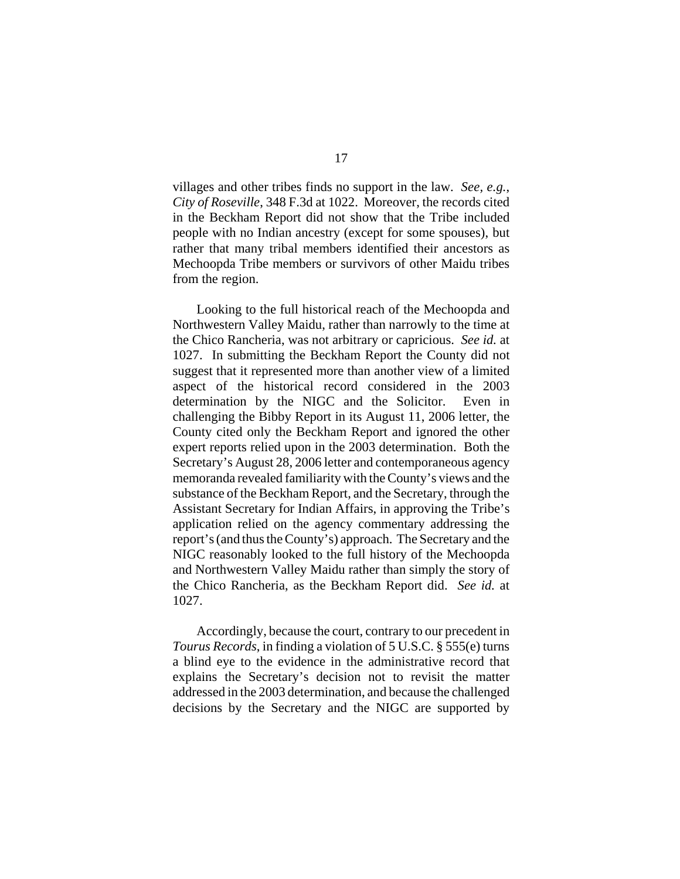villages and other tribes finds no support in the law. *See, e.g.*, *City of Roseville*, 348 F.3d at 1022. Moreover, the records cited in the Beckham Report did not show that the Tribe included people with no Indian ancestry (except for some spouses), but rather that many tribal members identified their ancestors as Mechoopda Tribe members or survivors of other Maidu tribes from the region.

Looking to the full historical reach of the Mechoopda and Northwestern Valley Maidu, rather than narrowly to the time at the Chico Rancheria, was not arbitrary or capricious. *See id.* at 1027. In submitting the Beckham Report the County did not suggest that it represented more than another view of a limited aspect of the historical record considered in the 2003 determination by the NIGC and the Solicitor. Even in challenging the Bibby Report in its August 11, 2006 letter, the County cited only the Beckham Report and ignored the other expert reports relied upon in the 2003 determination. Both the Secretary's August 28, 2006 letter and contemporaneous agency memoranda revealed familiarity with the County's views and the substance of the Beckham Report, and the Secretary, through the Assistant Secretary for Indian Affairs, in approving the Tribe's application relied on the agency commentary addressing the report's (and thus the County's) approach. The Secretary and the NIGC reasonably looked to the full history of the Mechoopda and Northwestern Valley Maidu rather than simply the story of the Chico Rancheria, as the Beckham Report did. *See id.* at 1027.

Accordingly, because the court, contrary to our precedent in *Tourus Records*, in finding a violation of 5 U.S.C. § 555(e) turns a blind eye to the evidence in the administrative record that explains the Secretary's decision not to revisit the matter addressed in the 2003 determination, and because the challenged decisions by the Secretary and the NIGC are supported by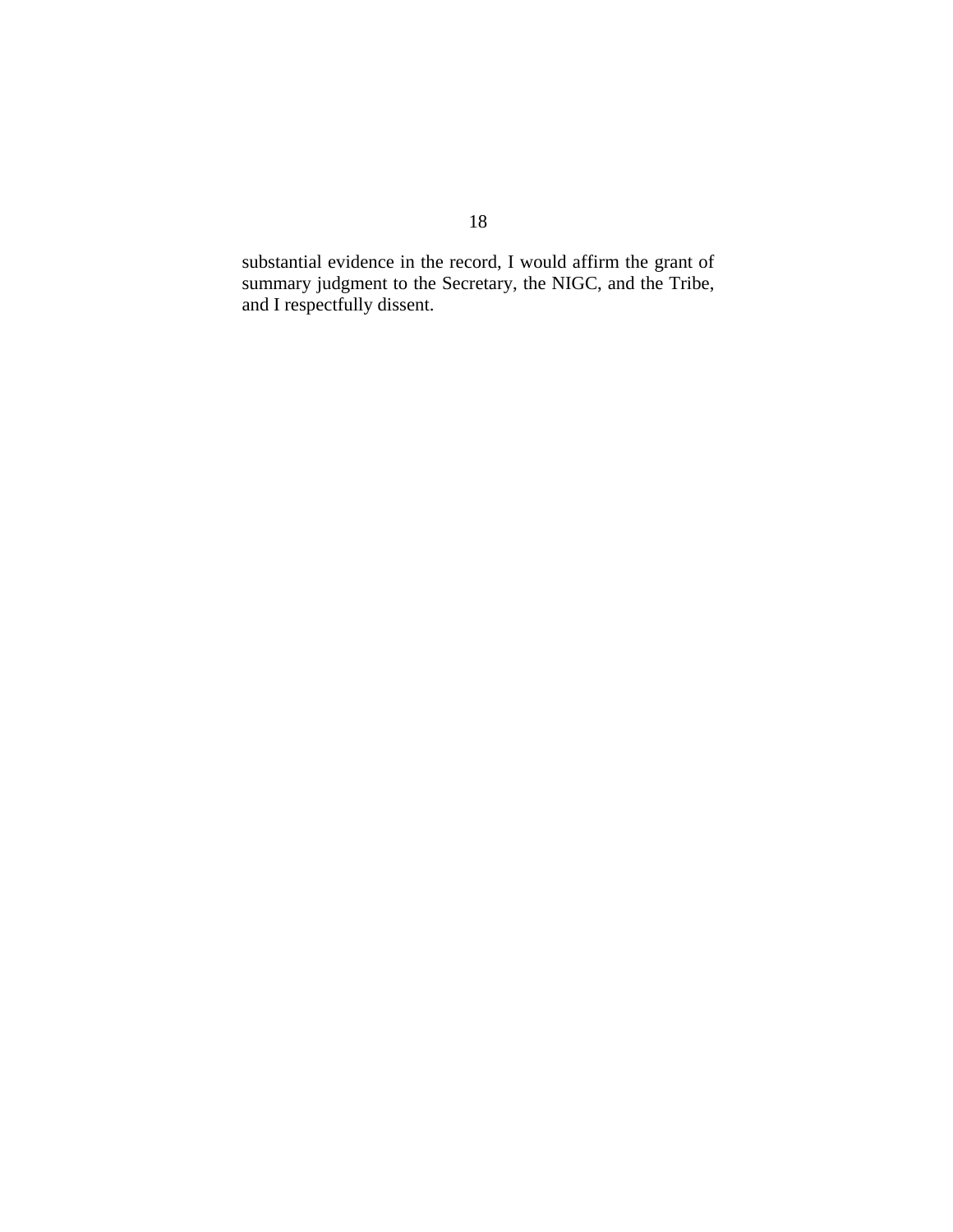substantial evidence in the record, I would affirm the grant of summary judgment to the Secretary, the NIGC, and the Tribe, and I respectfully dissent.